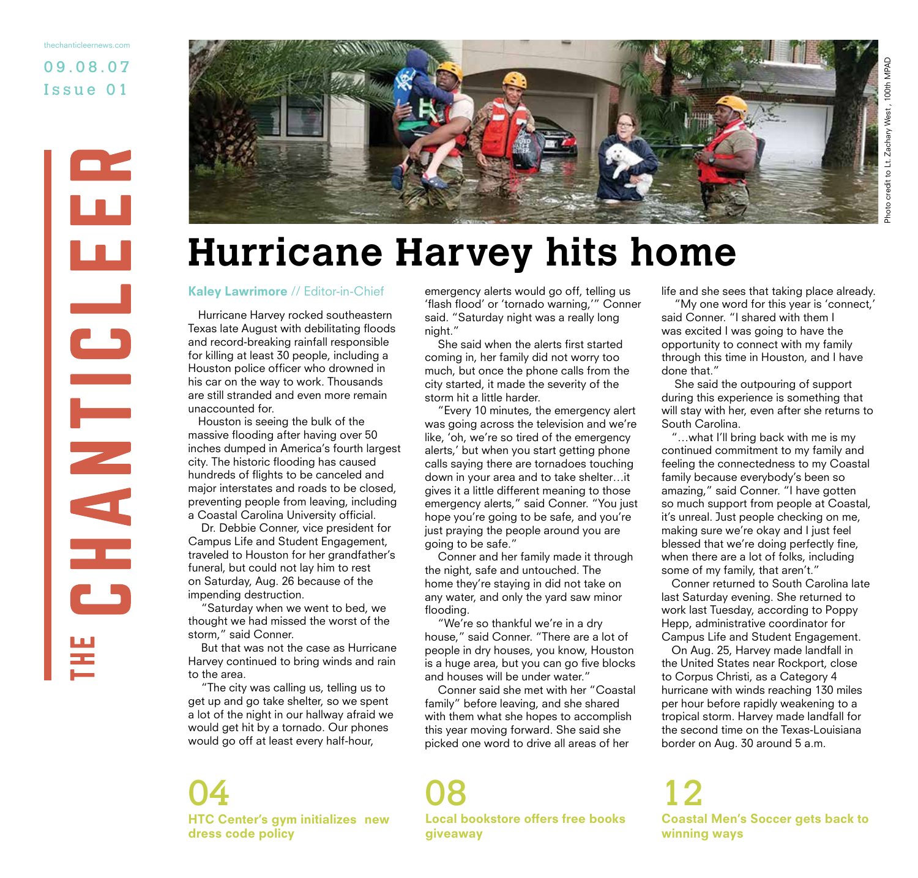thechanticleernews.com

09.08.07
Issue 01

THE CHANTICLEER

Photo credit to Lt. Zachary West , 100th MPAD

# Hurricane Harvey hits home

**Kaley Lawrimore** // Editor-in-Chief

Hurricane Harvey rocked southeastern Texas late August with debilitating floods and record-breaking rainfall responsible for killing at least 30 people, including a Houston police officer who drowned in his car on the way to work. Thousands are still stranded and even more remain unaccounted for.

Houston is seeing the bulk of the massive flooding after having over 50 inches dumped in America's fourth largest city. The historic flooding has caused hundreds of flights to be canceled and major interstates and roads to be closed, preventing people from leaving, including a Coastal Carolina University official.

Dr. Debbie Conner, vice president for Campus Life and Student Engagement, traveled to Houston for her grandfather's funeral, but could not lay him to rest on Saturday, Aug. 26 because of the impending destruction.

"Saturday when we went to bed, we thought we had missed the worst of the storm," said Conner.

But that was not the case as Hurricane Harvey continued to bring winds and rain to the area.

"The city was calling us, telling us to get up and go take shelter, so we spent a lot of the night in our hallway afraid we would get hit by a tornado. Our phones would go off at least every half-hour, emergency alerts would go off, telling us 'flash flood' or 'tornado warning,'" Conner said. "Saturday night was a really long night."

She said when the alerts first started coming in, her family did not worry too much, but once the phone calls from the city started, it made the severity of the storm hit a little harder.

"Every 10 minutes, the emergency alert was going across the television and we're like, 'oh, we're so tired of the emergency alerts,' but when you start getting phone calls saying there are tornadoes touching down in your area and to take shelter…it gives it a little different meaning to those emergency alerts," said Conner. "You just hope you're going to be safe, and you're just praying the people around you are going to be safe."

Conner and her family made it through the night, safe and untouched. The home they're staying in did not take on any water, and only the yard saw minor flooding.

"We're so thankful we're in a dry house," said Conner. "There are a lot of people in dry houses, you know, Houston is a huge area, but you can go five blocks and houses will be under water."

Conner said she met with her "Coastal family" before leaving, and she shared with them what she hopes to accomplish this year moving forward. She said she picked one word to drive all areas of her life and she sees that taking place already.

"My one word for this year is 'connect,' said Conner. "I shared with them I was excited I was going to have the opportunity to connect with my family through this time in Houston, and I have done that."

She said the outpouring of support during this experience is something that will stay with her, even after she returns to South Carolina.

"…what I'll bring back with me is my continued commitment to my family and feeling the connectedness to my Coastal family because everybody's been so amazing," said Conner. "I have gotten so much support from people at Coastal, it's unreal. Just people checking on me, making sure we're okay and I just feel blessed that we're doing perfectly fine, when there are a lot of folks, including some of my family, that aren't."

Conner returned to South Carolina late last Saturday evening. She returned to work last Tuesday, according to Poppy Hepp, administrative coordinator for Campus Life and Student Engagement.

On Aug. 25, Harvey made landfall in the United States near Rockport, close to Corpus Christi, as a Category 4 hurricane with winds reaching 130 miles per hour before rapidly weakening to a tropical storm. Harvey made landfall for the second time on the Texas-Louisiana border on Aug. 30 around 5 a.m.

**04**
**HTC Center's gym initializes new dress code policy**

**08**
**Local bookstore offers free books giveaway**

**12**
**Coastal Men's Soccer gets back to winning ways**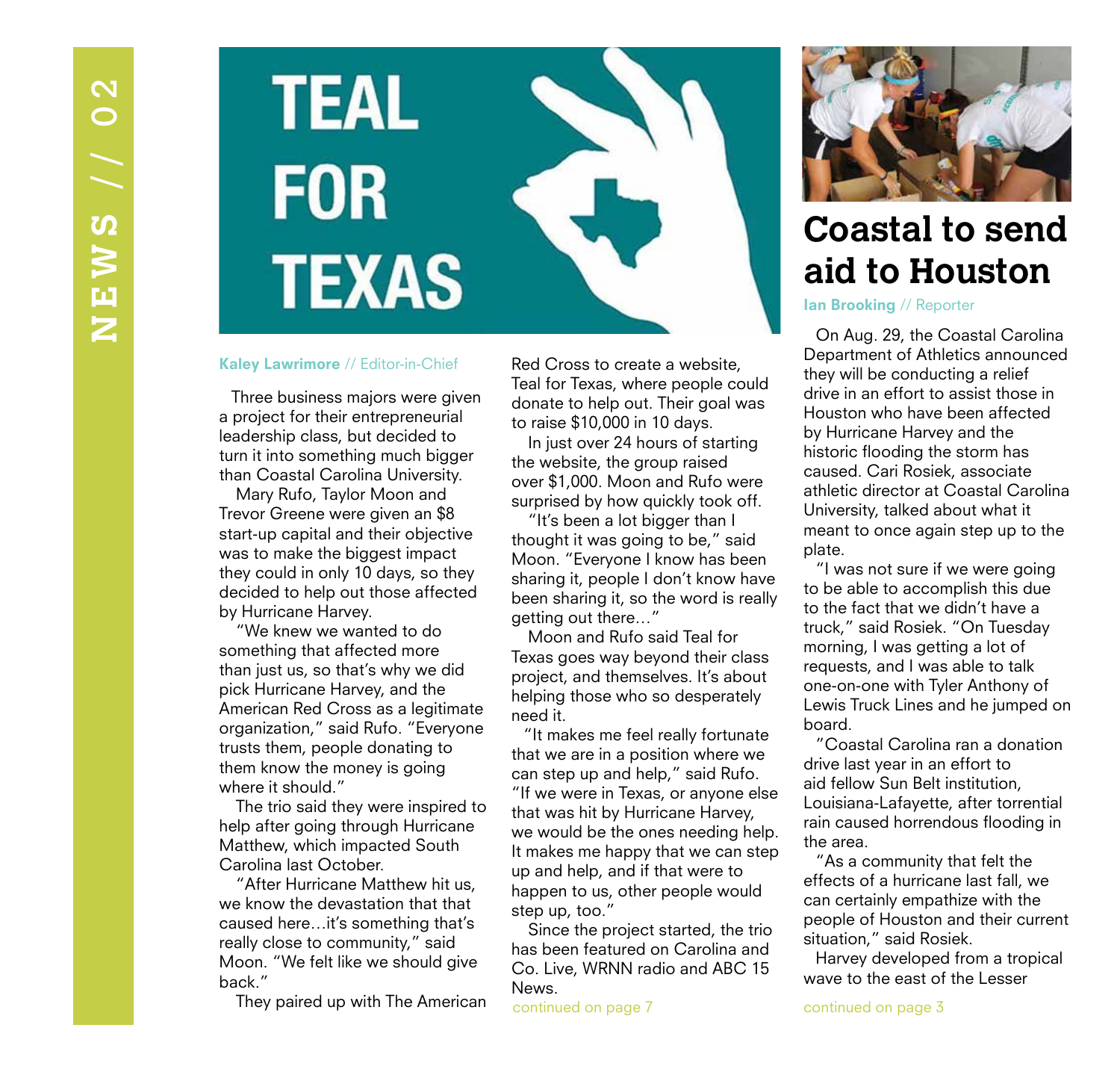# TEAL FOR TEXAS

**Kaley Lawrimore** // Editor-in-Chief

Three business majors were given a project for their entrepreneurial leadership class, but decided to turn it into something much bigger than Coastal Carolina University.

Mary Rufo, Taylor Moon and Trevor Greene were given an $8 start-up capital and their objective was to make the biggest impact they could in only 10 days, so they decided to help out those affected by Hurricane Harvey.

"We knew we wanted to do something that affected more than just us, so that's why we did pick Hurricane Harvey, and the American Red Cross as a legitimate organization," said Rufo. "Everyone trusts them, people donating to them know the money is going where it should."

The trio said they were inspired to help after going through Hurricane Matthew, which impacted South Carolina last October.

"After Hurricane Matthew hit us, we know the devastation that that caused here…it's something that's really close to community," said Moon. "We felt like we should give back."

They paired up with The American Red Cross to create a website, Teal for Texas, where people could donate to help out. Their goal was to raise $10,000 in 10 days.

In just over 24 hours of starting the website, the group raised over $1,000. Moon and Rufo were surprised by how quickly took off.

"It's been a lot bigger than I thought it was going to be," said Moon. "Everyone I know has been sharing it, people I don't know have been sharing it, so the word is really getting out there…"

Moon and Rufo said Teal for Texas goes way beyond their class project, and themselves. It's about helping those who so desperately need it.

"It makes me feel really fortunate that we are in a position where we can step up and help," said Rufo. "If we were in Texas, or anyone else that was hit by Hurricane Harvey, we would be the ones needing help. It makes me happy that we can step up and help, and if that were to happen to us, other people would step up, too."

Since the project started, the trio has been featured on Carolina and Co. Live, WRNN radio and ABC 15 News.

continued on page 7

# Coastal to send aid to Houston

**Ian Brooking** // Reporter

On Aug. 29, the Coastal Carolina Department of Athletics announced they will be conducting a relief drive in an effort to assist those in Houston who have been affected by Hurricane Harvey and the historic flooding the storm has caused. Cari Rosiek, associate athletic director at Coastal Carolina University, talked about what it meant to once again step up to the plate.

"I was not sure if we were going to be able to accomplish this due to the fact that we didn't have a truck," said Rosiek. "On Tuesday morning, I was getting a lot of requests, and I was able to talk one-on-one with Tyler Anthony of Lewis Truck Lines and he jumped on board.

"Coastal Carolina ran a donation drive last year in an effort to aid fellow Sun Belt institution, Louisiana-Lafayette, after torrential rain caused horrendous flooding in the area.

"As a community that felt the effects of a hurricane last fall, we can certainly empathize with the people of Houston and their current situation," said Rosiek.

Harvey developed from a tropical wave to the east of the Lesser

continued on page 3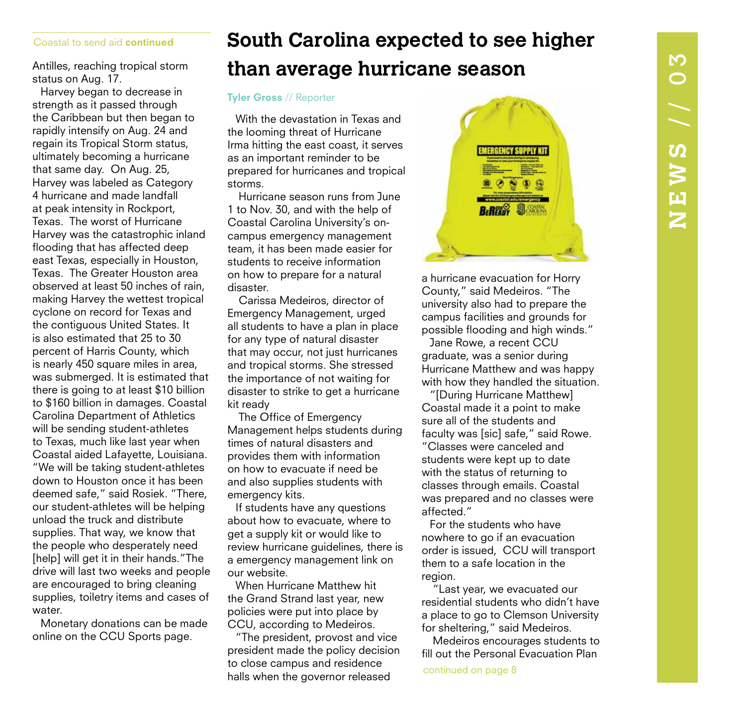Coastal to send aid **continued**

Antilles, reaching tropical storm status on Aug. 17.

Harvey began to decrease in strength as it passed through the Caribbean but then began to rapidly intensify on Aug. 24 and regain its Tropical Storm status, ultimately becoming a hurricane that same day. On Aug. 25, Harvey was labeled as Category 4 hurricane and made landfall at peak intensity in Rockport, Texas. The worst of Hurricane Harvey was the catastrophic inland flooding that has affected deep east Texas, especially in Houston, Texas. The Greater Houston area observed at least 50 inches of rain, making Harvey the wettest tropical cyclone on record for Texas and the contiguous United States. It is also estimated that 25 to 30 percent of Harris County, which is nearly 450 square miles in area, was submerged. It is estimated that there is going to at least $10 billion to $160 billion in damages. Coastal Carolina Department of Athletics will be sending student-athletes to Texas, much like last year when Coastal aided Lafayette, Louisiana. "We will be taking student-athletes down to Houston once it has been deemed safe," said Rosiek. "There, our student-athletes will be helping unload the truck and distribute supplies. That way, we know that the people who desperately need [help] will get it in their hands."The drive will last two weeks and people are encouraged to bring cleaning supplies, toiletry items and cases of water.

Monetary donations can be made online on the CCU Sports page.

# South Carolina expected to see higher than average hurricane season

**Tyler Gross** // Reporter

With the devastation in Texas and the looming threat of Hurricane Irma hitting the east coast, it serves as an important reminder to be prepared for hurricanes and tropical storms.

Hurricane season runs from June 1 to Nov. 30, and with the help of Coastal Carolina University's on-campus emergency management team, it has been made easier for students to receive information on how to prepare for a natural disaster.

Carissa Medeiros, director of Emergency Management, urged all students to have a plan in place for any type of natural disaster that may occur, not just hurricanes and tropical storms. She stressed the importance of not waiting for disaster to strike to get a hurricane kit ready

The Office of Emergency Management helps students during times of natural disasters and provides them with information on how to evacuate if need be and also supplies students with emergency kits.

If students have any questions about how to evacuate, where to get a supply kit or would like to review hurricane guidelines, there is a emergency management link on our website.

When Hurricane Matthew hit the Grand Strand last year, new policies were put into place by CCU, according to Medeiros.

"The president, provost and vice president made the policy decision to close campus and residence halls when the governor released a hurricane evacuation for Horry County," said Medeiros. "The university also had to prepare the campus facilities and grounds for possible flooding and high winds."

Jane Rowe, a recent CCU graduate, was a senior during Hurricane Matthew and was happy with how they handled the situation.

"[During Hurricane Matthew] Coastal made it a point to make sure all of the students and faculty was [sic] safe," said Rowe. "Classes were canceled and students were kept up to date with the status of returning to classes through emails. Coastal was prepared and no classes were affected."

For the students who have nowhere to go if an evacuation order is issued, CCU will transport them to a safe location in the region.

"Last year, we evacuated our residential students who didn't have a place to go to Clemson University for sheltering," said Medeiros.

Medeiros encourages students to fill out the Personal Evacuation Plan

continued on page 8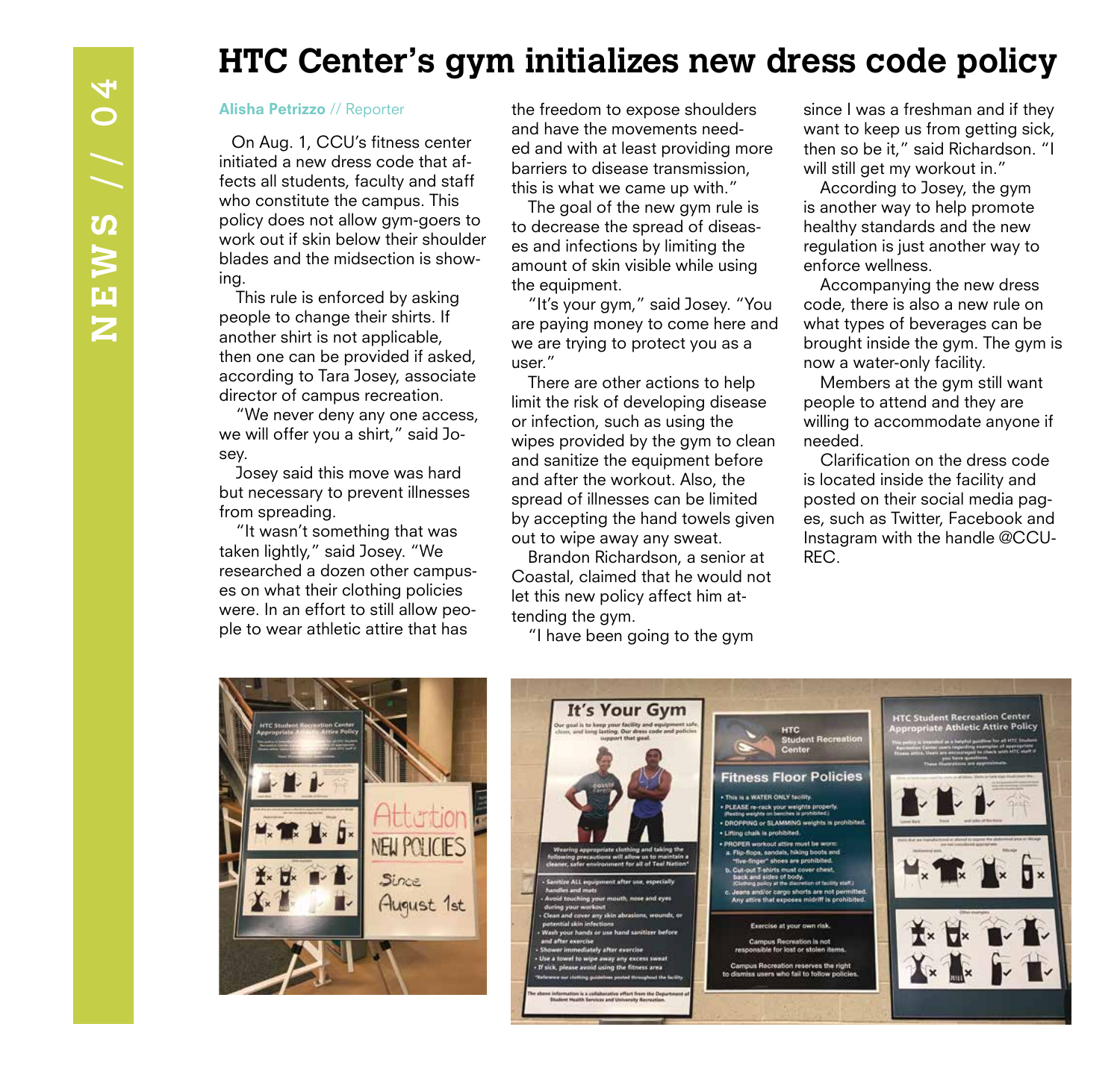# HTC Center's gym initializes new dress code policy

**Alisha Petrizzo** // Reporter

On Aug. 1, CCU's fitness center initiated a new dress code that affects all students, faculty and staff who constitute the campus. This policy does not allow gym-goers to work out if skin below their shoulder blades and the midsection is showing.

This rule is enforced by asking people to change their shirts. If another shirt is not applicable, then one can be provided if asked, according to Tara Josey, associate director of campus recreation.

"We never deny any one access, we will offer you a shirt," said Josey.

Josey said this move was hard but necessary to prevent illnesses from spreading.

"It wasn't something that was taken lightly," said Josey. "We researched a dozen other campuses on what their clothing policies were. In an effort to still allow people to wear athletic attire that has the freedom to expose shoulders and have the movements needed and with at least providing more barriers to disease transmission, this is what we came up with."

The goal of the new gym rule is to decrease the spread of diseases and infections by limiting the amount of skin visible while using the equipment.

"It's your gym," said Josey. "You are paying money to come here and we are trying to protect you as a user."

There are other actions to help limit the risk of developing disease or infection, such as using the wipes provided by the gym to clean and sanitize the equipment before and after the workout. Also, the spread of illnesses can be limited by accepting the hand towels given out to wipe away any sweat.

Brandon Richardson, a senior at Coastal, claimed that he would not let this new policy affect him attending the gym.

"I have been going to the gym since I was a freshman and if they want to keep us from getting sick, then so be it," said Richardson. "I will still get my workout in."

According to Josey, the gym is another way to help promote healthy standards and the new regulation is just another way to enforce wellness.

Accompanying the new dress code, there is also a new rule on what types of beverages can be brought inside the gym. The gym is now a water-only facility.

Members at the gym still want people to attend and they are willing to accommodate anyone if needed.

Clarification on the dress code is located inside the facility and posted on their social media pages, such as Twitter, Facebook and Instagram with the handle @CCUREC.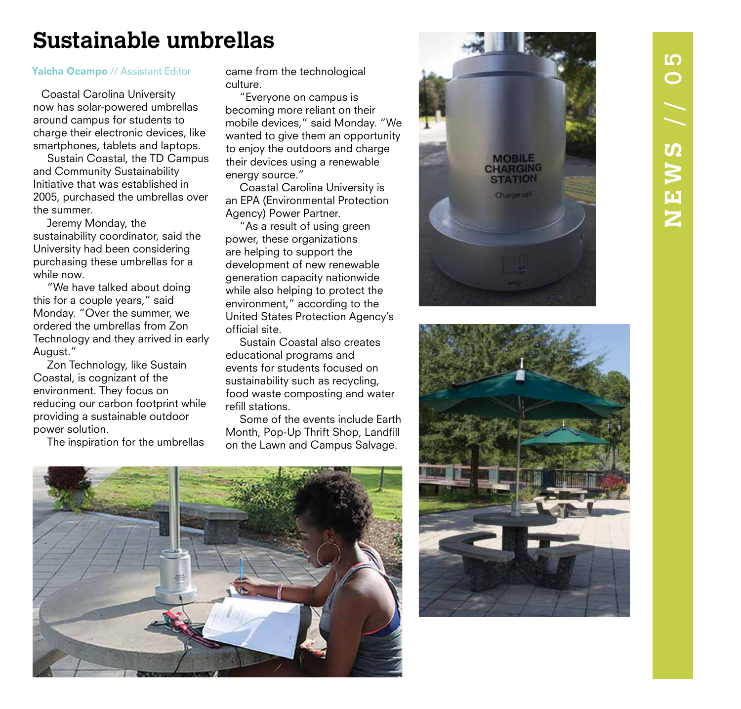# Sustainable umbrellas

**Yaicha Ocampo** // Assistant Editor

Coastal Carolina University now has solar-powered umbrellas around campus for students to charge their electronic devices, like smartphones, tablets and laptops.

Sustain Coastal, the TD Campus and Community Sustainability Initiative that was established in 2005, purchased the umbrellas over the summer.

Jeremy Monday, the sustainability coordinator, said the University had been considering purchasing these umbrellas for a while now.

"We have talked about doing this for a couple years," said Monday. "Over the summer, we ordered the umbrellas from Zon Technology and they arrived in early August."

Zon Technology, like Sustain Coastal, is cognizant of the environment. They focus on reducing our carbon footprint while providing a sustainable outdoor power solution.

The inspiration for the umbrellas came from the technological culture.

"Everyone on campus is becoming more reliant on their mobile devices," said Monday. "We wanted to give them an opportunity to enjoy the outdoors and charge their devices using a renewable energy source."

Coastal Carolina University is an EPA (Environmental Protection Agency) Power Partner.

"As a result of using green power, these organizations are helping to support the development of new renewable generation capacity nationwide while also helping to protect the environment," according to the United States Protection Agency's official site.

Sustain Coastal also creates educational programs and events for students focused on sustainability such as recycling, food waste composting and water refill stations.

Some of the events include Earth Month, Pop-Up Thrift Shop, Landfill on the Lawn and Campus Salvage.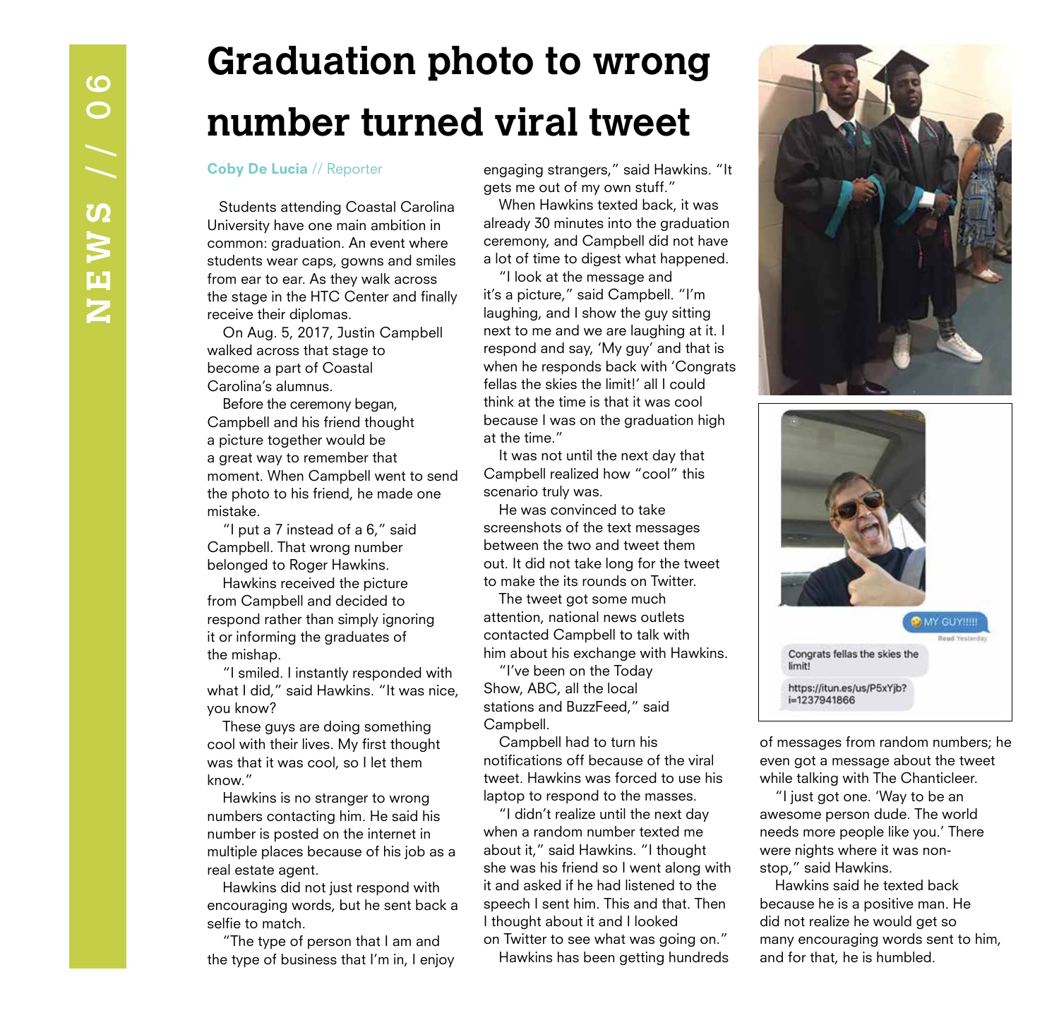# Graduation photo to wrong number turned viral tweet

**Coby De Lucia** // Reporter

Students attending Coastal Carolina University have one main ambition in common: graduation. An event where students wear caps, gowns and smiles from ear to ear. As they walk across the stage in the HTC Center and finally receive their diplomas.

On Aug. 5, 2017, Justin Campbell walked across that stage to become a part of Coastal Carolina's alumnus.

Before the ceremony began, Campbell and his friend thought a picture together would be a great way to remember that moment. When Campbell went to send the photo to his friend, he made one mistake.

"I put a 7 instead of a 6," said Campbell. That wrong number belonged to Roger Hawkins.

Hawkins received the picture from Campbell and decided to respond rather than simply ignoring it or informing the graduates of the mishap.

"I smiled. I instantly responded with what I did," said Hawkins. "It was nice, you know?

These guys are doing something cool with their lives. My first thought was that it was cool, so I let them know."

Hawkins is no stranger to wrong numbers contacting him. He said his number is posted on the internet in multiple places because of his job as a real estate agent.

Hawkins did not just respond with encouraging words, but he sent back a selfie to match.

"The type of person that I am and the type of business that I'm in, I enjoy engaging strangers," said Hawkins. "It gets me out of my own stuff."

When Hawkins texted back, it was already 30 minutes into the graduation ceremony, and Campbell did not have a lot of time to digest what happened.

"I look at the message and it's a picture," said Campbell. "I'm laughing, and I show the guy sitting next to me and we are laughing at it. I respond and say, 'My guy' and that is when he responds back with 'Congrats fellas the skies the limit!' all I could think at the time is that it was cool because I was on the graduation high at the time."

It was not until the next day that Campbell realized how "cool" this scenario truly was.

He was convinced to take screenshots of the text messages between the two and tweet them out. It did not take long for the tweet to make the its rounds on Twitter.

The tweet got some much attention, national news outlets contacted Campbell to talk with him about his exchange with Hawkins.

"I've been on the Today Show, ABC, all the local stations and BuzzFeed," said Campbell.

Campbell had to turn his notifications off because of the viral tweet. Hawkins was forced to use his laptop to respond to the masses.

"I didn't realize until the next day when a random number texted me about it," said Hawkins. "I thought she was his friend so I went along with it and asked if he had listened to the speech I sent him. This and that. Then I thought about it and I looked on Twitter to see what was going on."

Hawkins has been getting hundreds of messages from random numbers; he even got a message about the tweet while talking with The Chanticleer.

"I just got one. 'Way to be an awesome person dude. The world needs more people like you.' There were nights where it was non-stop," said Hawkins.

Hawkins said he texted back because he is a positive man. He did not realize he would get so many encouraging words sent to him, and for that, he is humbled.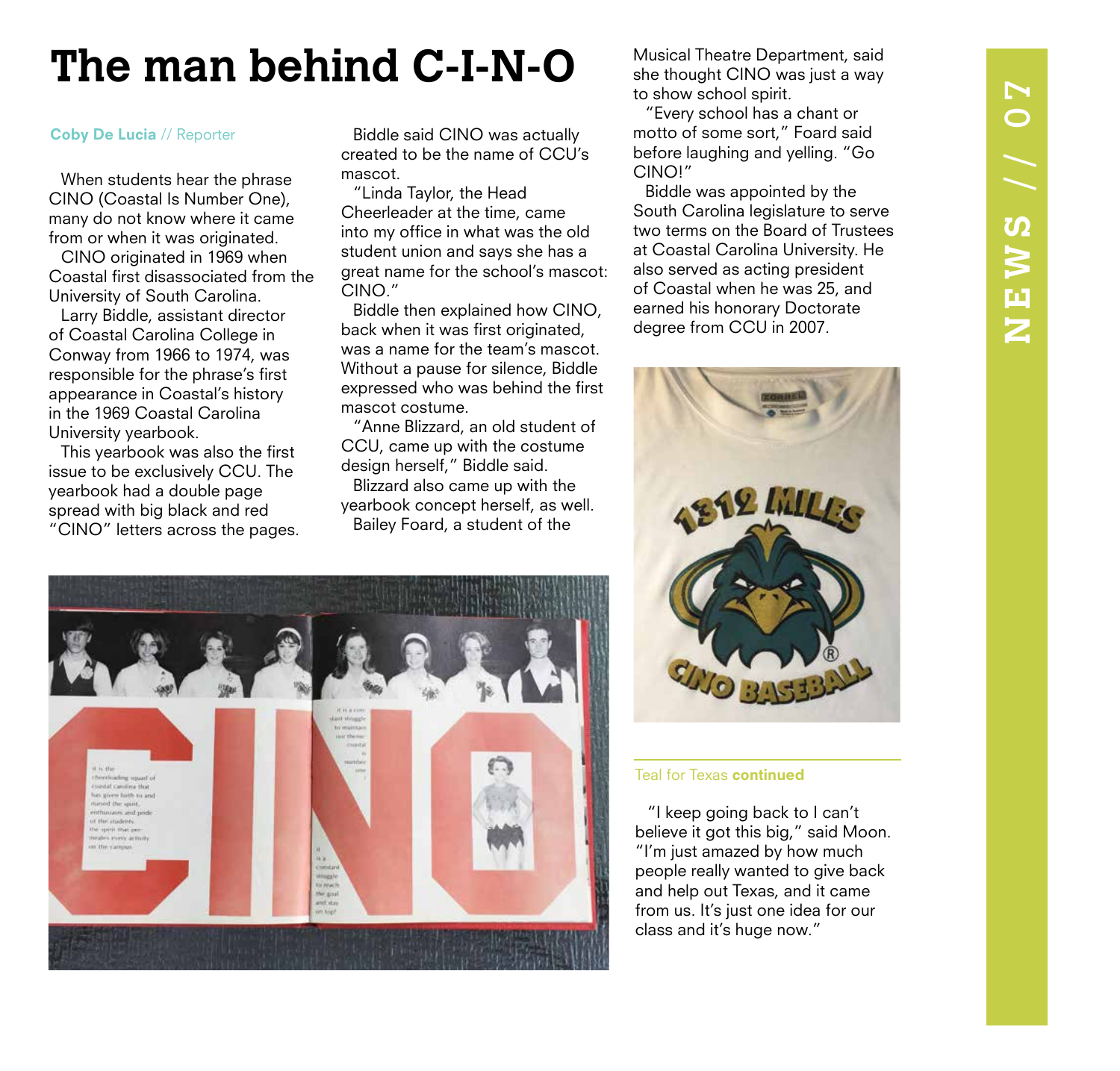# The man behind C-I-N-O

**Coby De Lucia** // Reporter

When students hear the phrase CINO (Coastal Is Number One), many do not know where it came from or when it was originated.

CINO originated in 1969 when Coastal first disassociated from the University of South Carolina.

Larry Biddle, assistant director of Coastal Carolina College in Conway from 1966 to 1974, was responsible for the phrase's first appearance in Coastal's history in the 1969 Coastal Carolina University yearbook.

This yearbook was also the first issue to be exclusively CCU. The yearbook had a double page spread with big black and red "CINO" letters across the pages.

Biddle said CINO was actually created to be the name of CCU's mascot.

"Linda Taylor, the Head Cheerleader at the time, came into my office in what was the old student union and says she has a great name for the school's mascot: CINO."

Biddle then explained how CINO, back when it was first originated, was a name for the team's mascot. Without a pause for silence, Biddle expressed who was behind the first mascot costume.

"Anne Blizzard, an old student of CCU, came up with the costume design herself," Biddle said.

Blizzard also came up with the yearbook concept herself, as well.

Bailey Foard, a student of the Musical Theatre Department, said she thought CINO was just a way to show school spirit.

"Every school has a chant or motto of some sort," Foard said before laughing and yelling. "Go CINO!"

Biddle was appointed by the South Carolina legislature to serve two terms on the Board of Trustees at Coastal Carolina University. He also served as acting president of Coastal when he was 25, and earned his honorary Doctorate degree from CCU in 2007.

---

Teal for Texas **continued**

"I keep going back to I can't believe it got this big," said Moon. "I'm just amazed by how much people really wanted to give back and help out Texas, and it came from us. It's just one idea for our class and it's huge now."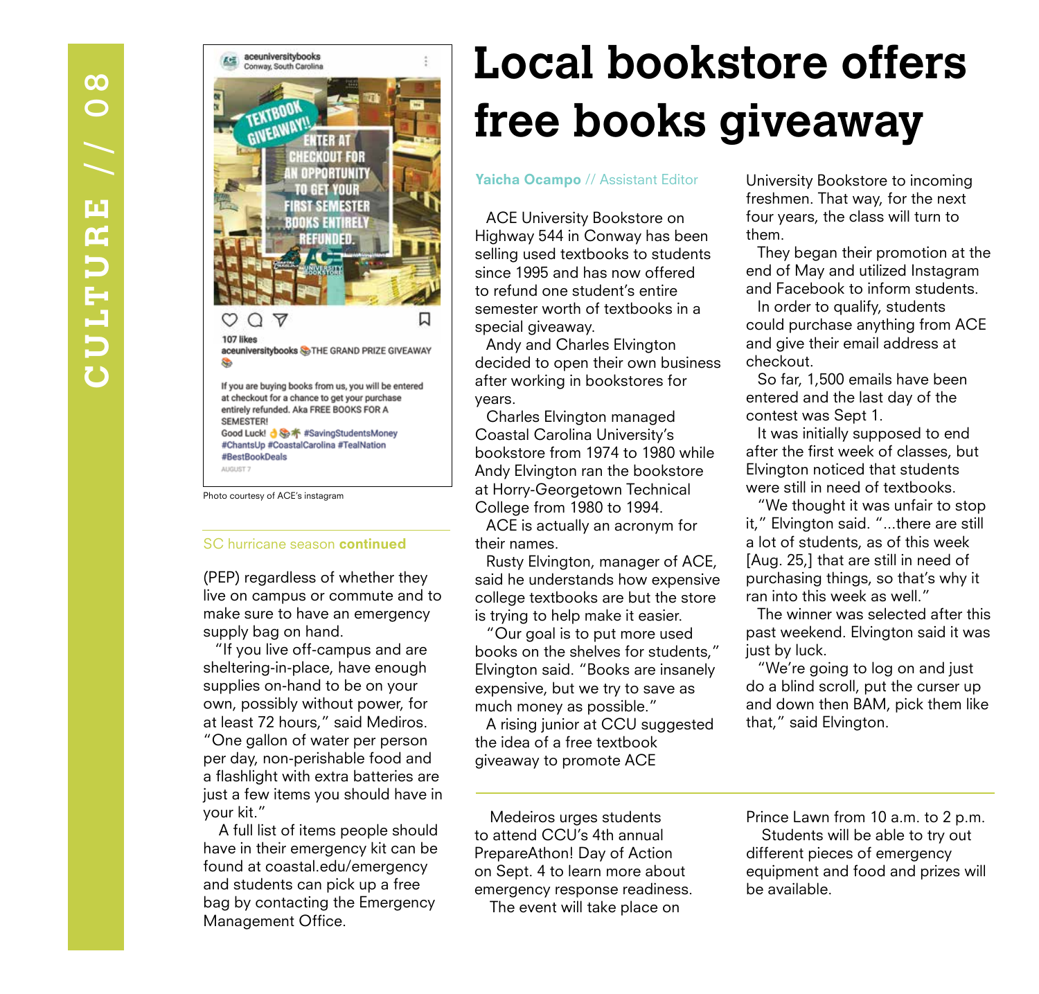# Local bookstore offers free books giveaway

**Yaicha Ocampo** // Assistant Editor

ACE University Bookstore on Highway 544 in Conway has been selling used textbooks to students since 1995 and has now offered to refund one student's entire semester worth of textbooks in a special giveaway.

Andy and Charles Elvington decided to open their own business after working in bookstores for years.

Charles Elvington managed Coastal Carolina University's bookstore from 1974 to 1980 while Andy Elvington ran the bookstore at Horry-Georgetown Technical College from 1980 to 1994.

ACE is actually an acronym for their names.

Rusty Elvington, manager of ACE, said he understands how expensive college textbooks are but the store is trying to help make it easier.

"Our goal is to put more used books on the shelves for students," Elvington said. "Books are insanely expensive, but we try to save as much money as possible."

A rising junior at CCU suggested the idea of a free textbook giveaway to promote ACE University Bookstore to incoming freshmen. That way, for the next four years, the class will turn to them.

They began their promotion at the end of May and utilized Instagram and Facebook to inform students.

In order to qualify, students could purchase anything from ACE and give their email address at checkout.

So far, 1,500 emails have been entered and the last day of the contest was Sept 1.

It was initially supposed to end after the first week of classes, but Elvington noticed that students were still in need of textbooks.

"We thought it was unfair to stop it," Elvington said. "...there are still a lot of students, as of this week [Aug. 25,] that are still in need of purchasing things, so that's why it ran into this week as well."

The winner was selected after this past weekend. Elvington said it was just by luck.

"We're going to log on and just do a blind scroll, put the curser up and down then BAM, pick them like that," said Elvington.

Photo courtesy of ACE's instagram

---

SC hurricane season **continued**

(PEP) regardless of whether they live on campus or commute and to make sure to have an emergency supply bag on hand.

"If you live off-campus and are sheltering-in-place, have enough supplies on-hand to be on your own, possibly without power, for at least 72 hours," said Mediros. "One gallon of water per person per day, non-perishable food and a flashlight with extra batteries are just a few items you should have in your kit."

A full list of items people should have in their emergency kit can be found at coastal.edu/emergency and students can pick up a free bag by contacting the Emergency Management Office.

Medeiros urges students to attend CCU's 4th annual PrepareAthon! Day of Action on Sept. 4 to learn more about emergency response readiness.

The event will take place on Prince Lawn from 10 a.m. to 2 p.m.

Students will be able to try out different pieces of emergency equipment and food and prizes will be available.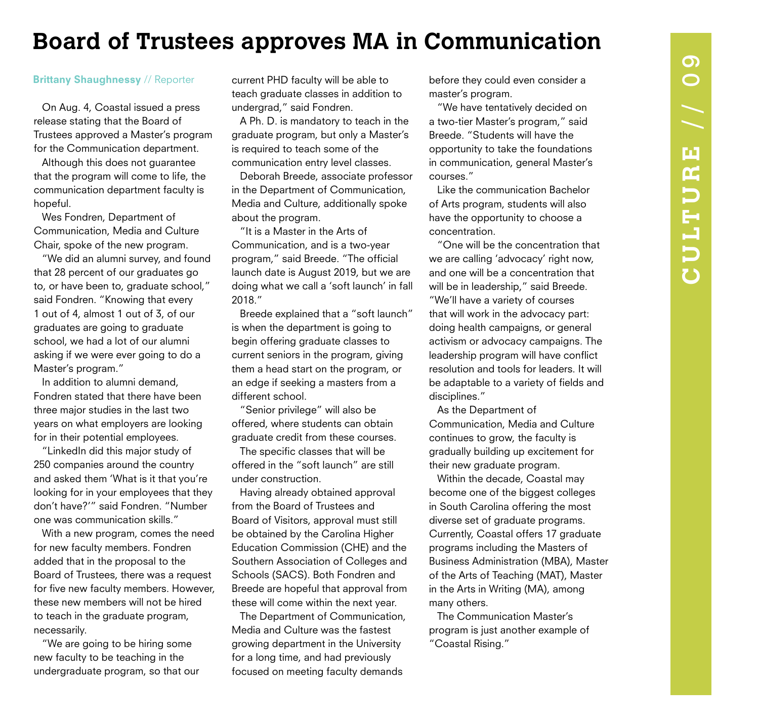# Board of Trustees approves MA in Communication

**Brittany Shaughnessy** // Reporter

On Aug. 4, Coastal issued a press release stating that the Board of Trustees approved a Master's program for the Communication department.

Although this does not guarantee that the program will come to life, the communication department faculty is hopeful.

Wes Fondren, Department of Communication, Media and Culture Chair, spoke of the new program.

"We did an alumni survey, and found that 28 percent of our graduates go to, or have been to, graduate school," said Fondren. "Knowing that every 1 out of 4, almost 1 out of 3, of our graduates are going to graduate school, we had a lot of our alumni asking if we were ever going to do a Master's program."

In addition to alumni demand, Fondren stated that there have been three major studies in the last two years on what employers are looking for in their potential employees.

"LinkedIn did this major study of 250 companies around the country and asked them 'What is it that you're looking for in your employees that they don't have?'" said Fondren. "Number one was communication skills."

With a new program, comes the need for new faculty members. Fondren added that in the proposal to the Board of Trustees, there was a request for five new faculty members. However, these new members will not be hired to teach in the graduate program, necessarily.

"We are going to be hiring some new faculty to be teaching in the undergraduate program, so that our current PHD faculty will be able to teach graduate classes in addition to undergrad," said Fondren.

A Ph. D. is mandatory to teach in the graduate program, but only a Master's is required to teach some of the communication entry level classes.

Deborah Breede, associate professor in the Department of Communication, Media and Culture, additionally spoke about the program.

"It is a Master in the Arts of Communication, and is a two-year program," said Breede. "The official launch date is August 2019, but we are doing what we call a 'soft launch' in fall 2018."

Breede explained that a "soft launch" is when the department is going to begin offering graduate classes to current seniors in the program, giving them a head start on the program, or an edge if seeking a masters from a different school.

"Senior privilege" will also be offered, where students can obtain graduate credit from these courses.

The specific classes that will be offered in the "soft launch" are still under construction.

Having already obtained approval from the Board of Trustees and Board of Visitors, approval must still be obtained by the Carolina Higher Education Commission (CHE) and the Southern Association of Colleges and Schools (SACS). Both Fondren and Breede are hopeful that approval from these will come within the next year.

The Department of Communication, Media and Culture was the fastest growing department in the University for a long time, and had previously focused on meeting faculty demands before they could even consider a master's program.

"We have tentatively decided on a two-tier Master's program," said Breede. "Students will have the opportunity to take the foundations in communication, general Master's courses."

Like the communication Bachelor of Arts program, students will also have the opportunity to choose a concentration.

"One will be the concentration that we are calling 'advocacy' right now, and one will be a concentration that will be in leadership," said Breede. "We'll have a variety of courses that will work in the advocacy part: doing health campaigns, or general activism or advocacy campaigns. The leadership program will have conflict resolution and tools for leaders. It will be adaptable to a variety of fields and disciplines."

As the Department of Communication, Media and Culture continues to grow, the faculty is gradually building up excitement for their new graduate program.

Within the decade, Coastal may become one of the biggest colleges in South Carolina offering the most diverse set of graduate programs. Currently, Coastal offers 17 graduate programs including the Masters of Business Administration (MBA), Master of the Arts of Teaching (MAT), Master in the Arts in Writing (MA), among many others.

The Communication Master's program is just another example of "Coastal Rising."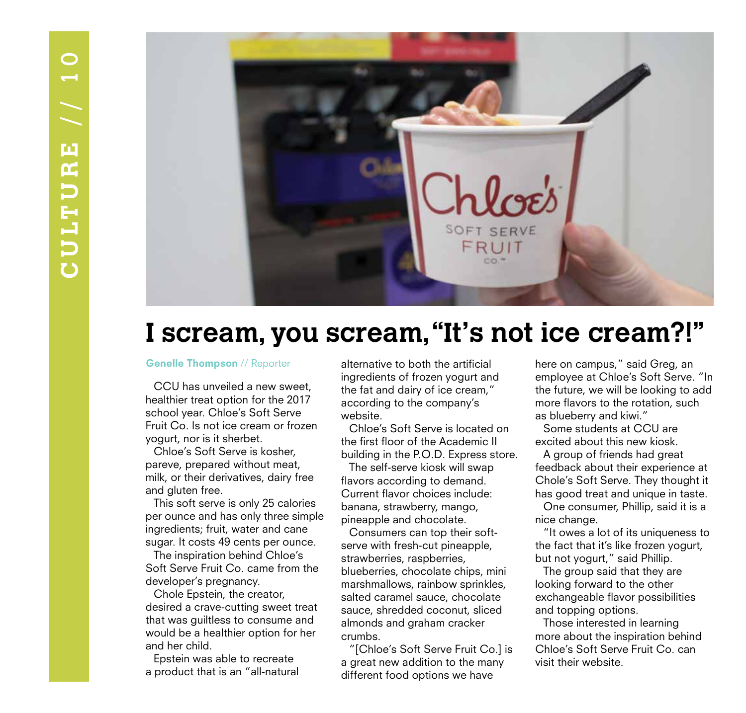# I scream, you scream, "It's not ice cream?!"

**Genelle Thompson** // Reporter

CCU has unveiled a new sweet, healthier treat option for the 2017 school year. Chloe's Soft Serve Fruit Co. Is not ice cream or frozen yogurt, nor is it sherbet.

Chloe's Soft Serve is kosher, pareve, prepared without meat, milk, or their derivatives, dairy free and gluten free.

This soft serve is only 25 calories per ounce and has only three simple ingredients; fruit, water and cane sugar. It costs 49 cents per ounce.

The inspiration behind Chloe's Soft Serve Fruit Co. came from the developer's pregnancy.

Chole Epstein, the creator, desired a crave-cutting sweet treat that was guiltless to consume and would be a healthier option for her and her child.

Epstein was able to recreate a product that is an "all-natural alternative to both the artificial ingredients of frozen yogurt and the fat and dairy of ice cream," according to the company's website.

Chloe's Soft Serve is located on the first floor of the Academic II building in the P.O.D. Express store.

The self-serve kiosk will swap flavors according to demand. Current flavor choices include: banana, strawberry, mango, pineapple and chocolate.

Consumers can top their soft-serve with fresh-cut pineapple, strawberries, raspberries, blueberries, chocolate chips, mini marshmallows, rainbow sprinkles, salted caramel sauce, chocolate sauce, shredded coconut, sliced almonds and graham cracker crumbs.

"[Chloe's Soft Serve Fruit Co.] is a great new addition to the many different food options we have here on campus," said Greg, an employee at Chloe's Soft Serve. "In the future, we will be looking to add more flavors to the rotation, such as blueberry and kiwi."

Some students at CCU are excited about this new kiosk.

A group of friends had great feedback about their experience at Chole's Soft Serve. They thought it has good treat and unique in taste.

One consumer, Phillip, said it is a nice change.

"It owes a lot of its uniqueness to the fact that it's like frozen yogurt, but not yogurt," said Phillip.

The group said that they are looking forward to the other exchangeable flavor possibilities and topping options.

Those interested in learning more about the inspiration behind Chloe's Soft Serve Fruit Co. can visit their website.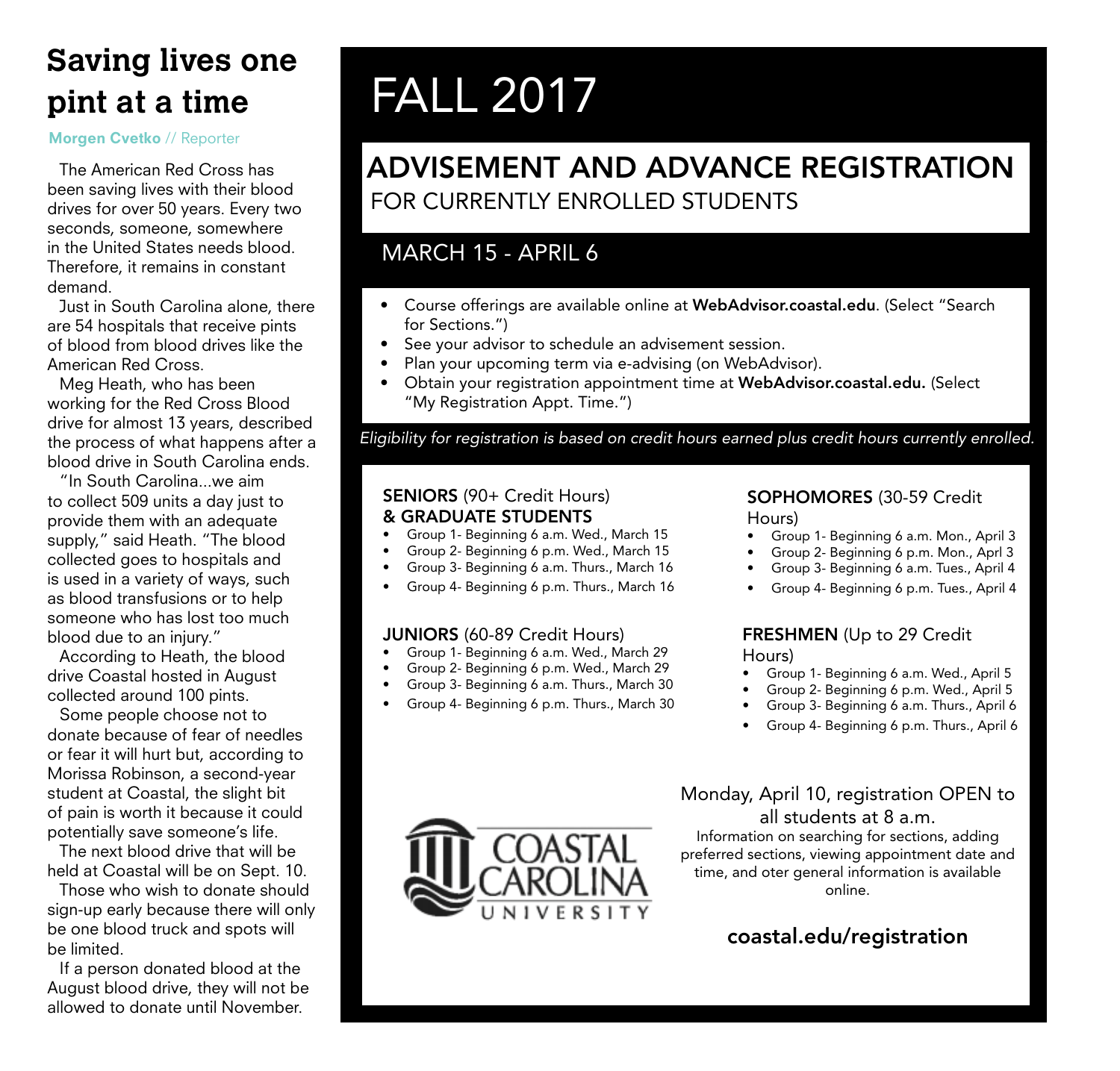# Saving lives one pint at a time

**Morgen Cvetko** // Reporter

The American Red Cross has been saving lives with their blood drives for over 50 years. Every two seconds, someone, somewhere in the United States needs blood. Therefore, it remains in constant demand.

Just in South Carolina alone, there are 54 hospitals that receive pints of blood from blood drives like the American Red Cross.

Meg Heath, who has been working for the Red Cross Blood drive for almost 13 years, described the process of what happens after a blood drive in South Carolina ends.

"In South Carolina...we aim to collect 509 units a day just to provide them with an adequate supply," said Heath. "The blood collected goes to hospitals and is used in a variety of ways, such as blood transfusions or to help someone who has lost too much blood due to an injury."

According to Heath, the blood drive Coastal hosted in August collected around 100 pints.

Some people choose not to donate because of fear of needles or fear it will hurt but, according to Morissa Robinson, a second-year student at Coastal, the slight bit of pain is worth it because it could potentially save someone's life.

The next blood drive that will be held at Coastal will be on Sept. 10.

Those who wish to donate should sign-up early because there will only be one blood truck and spots will be limited.

If a person donated blood at the August blood drive, they will not be allowed to donate until November.

# FALL 2017

## ADVISEMENT AND ADVANCE REGISTRATION

FOR CURRENTLY ENROLLED STUDENTS

### MARCH 15 - APRIL 6

- Course offerings are available online at **WebAdvisor.coastal.edu**. (Select "Search for Sections.")
- See your advisor to schedule an advisement session.
- Plan your upcoming term via e-advising (on WebAdvisor).
- Obtain your registration appointment time at **WebAdvisor.coastal.edu.** (Select "My Registration Appt. Time.")

*Eligibility for registration is based on credit hours earned plus credit hours currently enrolled.*

**SENIORS** (90+ Credit Hours) **& GRADUATE STUDENTS**
- Group 1- Beginning 6 a.m. Wed., March 15
- Group 2- Beginning 6 p.m. Wed., March 15
- Group 3- Beginning 6 a.m. Thurs., March 16
- Group 4- Beginning 6 p.m. Thurs., March 16

**JUNIORS** (60-89 Credit Hours)
- Group 1- Beginning 6 a.m. Wed., March 29
- Group 2- Beginning 6 p.m. Wed., March 29
- Group 3- Beginning 6 a.m. Thurs., March 30
- Group 4- Beginning 6 p.m. Thurs., March 30

**SOPHOMORES** (30-59 Credit Hours)
- Group 1- Beginning 6 a.m. Mon., April 3
- Group 2- Beginning 6 p.m. Mon., Aprl 3
- Group 3- Beginning 6 a.m. Tues., April 4
- Group 4- Beginning 6 p.m. Tues., April 4

**FRESHMEN** (Up to 29 Credit Hours)
- Group 1- Beginning 6 a.m. Wed., April 5
- Group 2- Beginning 6 p.m. Wed., April 5
- Group 3- Beginning 6 a.m. Thurs., April 6
- Group 4- Beginning 6 p.m. Thurs., April 6

COASTAL CAROLINA UNIVERSITY

Monday, April 10, registration OPEN to all students at 8 a.m.

Information on searching for sections, adding preferred sections, viewing appointment date and time, and oter general information is available online.

**coastal.edu/registration**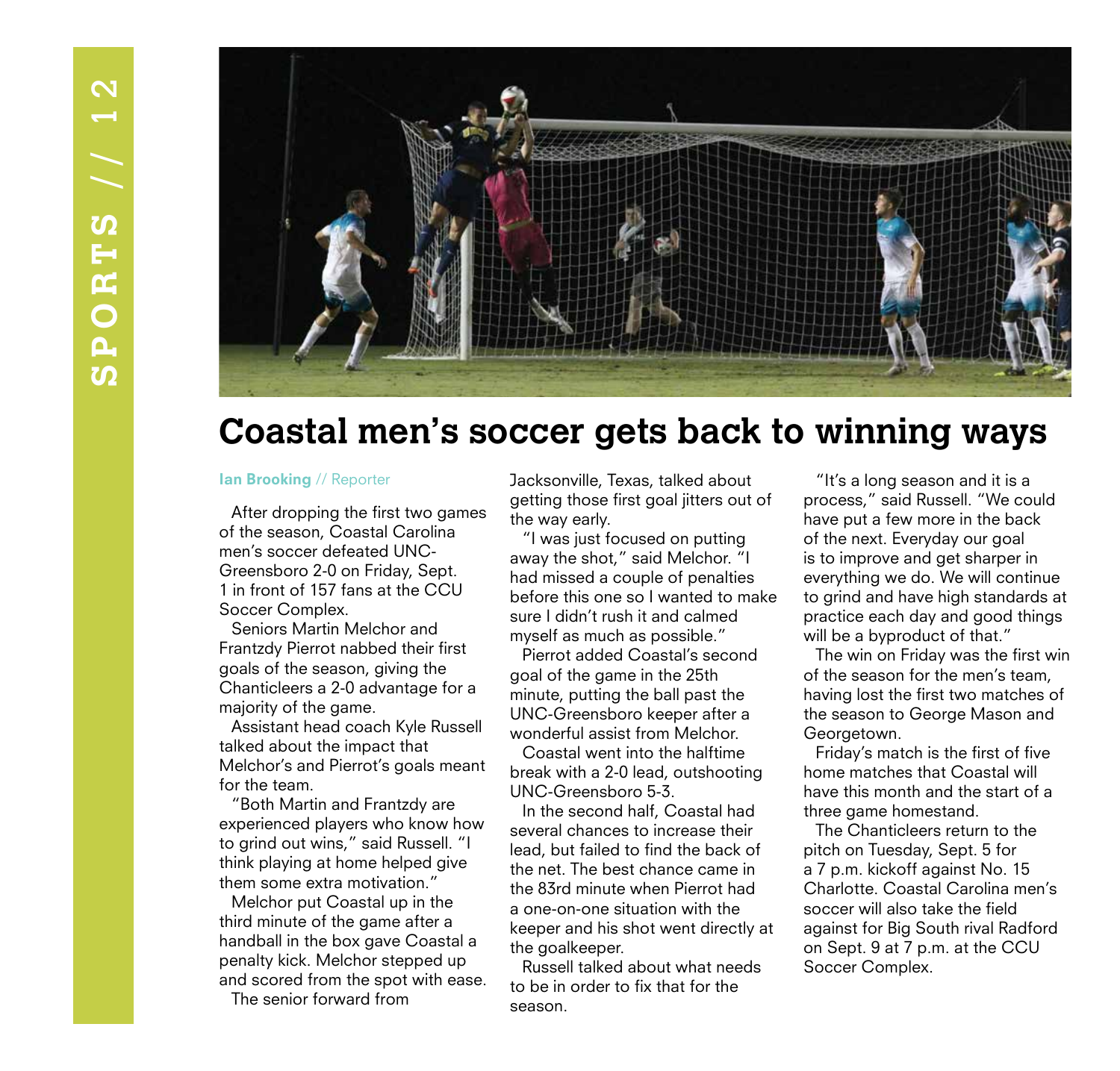# Coastal men's soccer gets back to winning ways

**Ian Brooking** // Reporter

After dropping the first two games of the season, Coastal Carolina men's soccer defeated UNC-Greensboro 2-0 on Friday, Sept. 1 in front of 157 fans at the CCU Soccer Complex.

Seniors Martin Melchor and Frantzdy Pierrot nabbed their first goals of the season, giving the Chanticleers a 2-0 advantage for a majority of the game.

Assistant head coach Kyle Russell talked about the impact that Melchor's and Pierrot's goals meant for the team.

"Both Martin and Frantzdy are experienced players who know how to grind out wins," said Russell. "I think playing at home helped give them some extra motivation."

Melchor put Coastal up in the third minute of the game after a handball in the box gave Coastal a penalty kick. Melchor stepped up and scored from the spot with ease.

The senior forward from Jacksonville, Texas, talked about getting those first goal jitters out of the way early.

"I was just focused on putting away the shot," said Melchor. "I had missed a couple of penalties before this one so I wanted to make sure I didn't rush it and calmed myself as much as possible."

Pierrot added Coastal's second goal of the game in the 25th minute, putting the ball past the UNC-Greensboro keeper after a wonderful assist from Melchor.

Coastal went into the halftime break with a 2-0 lead, outshooting UNC-Greensboro 5-3.

In the second half, Coastal had several chances to increase their lead, but failed to find the back of the net. The best chance came in the 83rd minute when Pierrot had a one-on-one situation with the keeper and his shot went directly at the goalkeeper.

Russell talked about what needs to be in order to fix that for the season.

"It's a long season and it is a process," said Russell. "We could have put a few more in the back of the next. Everyday our goal is to improve and get sharper in everything we do. We will continue to grind and have high standards at practice each day and good things will be a byproduct of that."

The win on Friday was the first win of the season for the men's team, having lost the first two matches of the season to George Mason and Georgetown.

Friday's match is the first of five home matches that Coastal will have this month and the start of a three game homestand.

The Chanticleers return to the pitch on Tuesday, Sept. 5 for a 7 p.m. kickoff against No. 15 Charlotte. Coastal Carolina men's soccer will also take the field against for Big South rival Radford on Sept. 9 at 7 p.m. at the CCU Soccer Complex.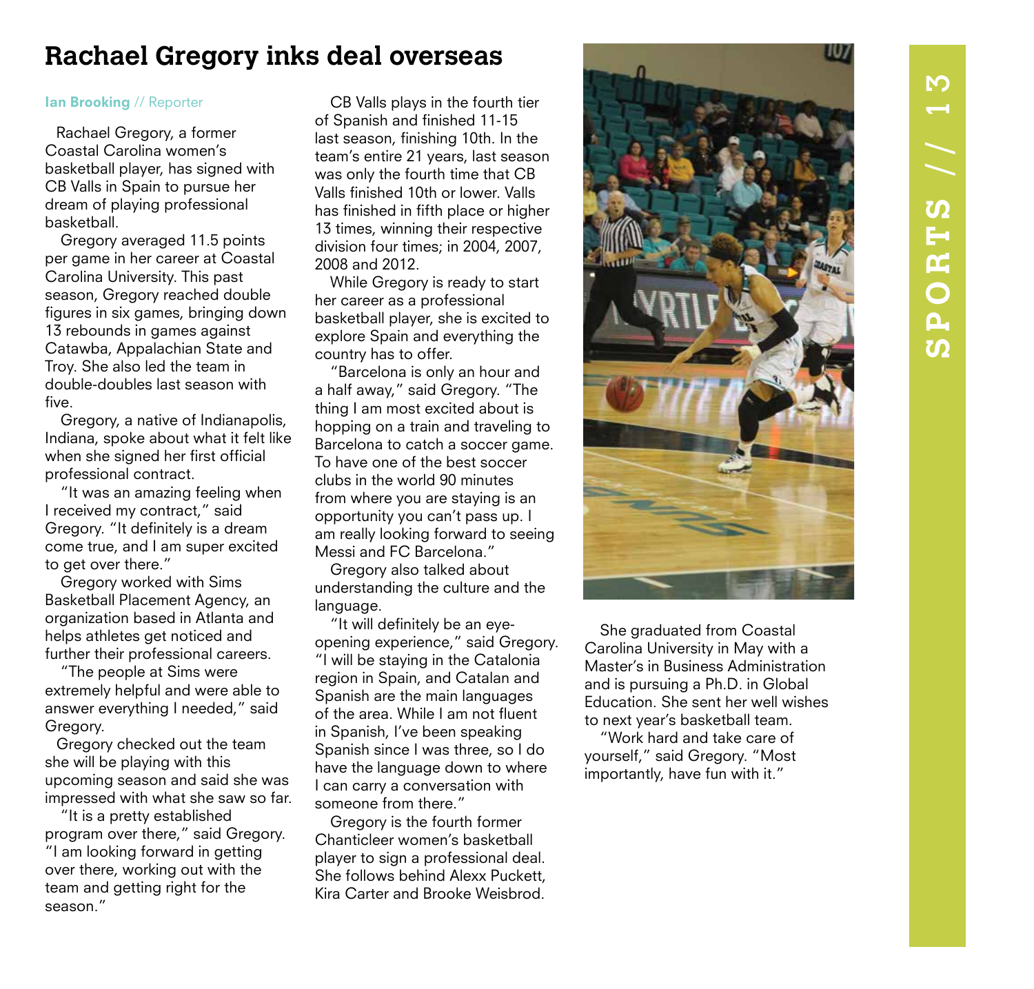# Rachael Gregory inks deal overseas

**Ian Brooking** // Reporter

Rachael Gregory, a former Coastal Carolina women's basketball player, has signed with CB Valls in Spain to pursue her dream of playing professional basketball.

Gregory averaged 11.5 points per game in her career at Coastal Carolina University. This past season, Gregory reached double figures in six games, bringing down 13 rebounds in games against Catawba, Appalachian State and Troy. She also led the team in double-doubles last season with five.

Gregory, a native of Indianapolis, Indiana, spoke about what it felt like when she signed her first official professional contract.

"It was an amazing feeling when I received my contract," said Gregory. "It definitely is a dream come true, and I am super excited to get over there."

Gregory worked with Sims Basketball Placement Agency, an organization based in Atlanta and helps athletes get noticed and further their professional careers.

"The people at Sims were extremely helpful and were able to answer everything I needed," said Gregory.

Gregory checked out the team she will be playing with this upcoming season and said she was impressed with what she saw so far.

"It is a pretty established program over there," said Gregory. "I am looking forward in getting over there, working out with the team and getting right for the season."

CB Valls plays in the fourth tier of Spanish and finished 11-15 last season, finishing 10th. In the team's entire 21 years, last season was only the fourth time that CB Valls finished 10th or lower. Valls has finished in fifth place or higher 13 times, winning their respective division four times; in 2004, 2007, 2008 and 2012.

While Gregory is ready to start her career as a professional basketball player, she is excited to explore Spain and everything the country has to offer.

"Barcelona is only an hour and a half away," said Gregory. "The thing I am most excited about is hopping on a train and traveling to Barcelona to catch a soccer game. To have one of the best soccer clubs in the world 90 minutes from where you are staying is an opportunity you can't pass up. I am really looking forward to seeing Messi and FC Barcelona."

Gregory also talked about understanding the culture and the language.

"It will definitely be an eye-opening experience," said Gregory. "I will be staying in the Catalonia region in Spain, and Catalan and Spanish are the main languages of the area. While I am not fluent in Spanish, I've been speaking Spanish since I was three, so I do have the language down to where I can carry a conversation with someone from there."

Gregory is the fourth former Chanticleer women's basketball player to sign a professional deal. She follows behind Alexx Puckett, Kira Carter and Brooke Weisbrod.

She graduated from Coastal Carolina University in May with a Master's in Business Administration and is pursuing a Ph.D. in Global Education. She sent her well wishes to next year's basketball team.

"Work hard and take care of yourself," said Gregory. "Most importantly, have fun with it."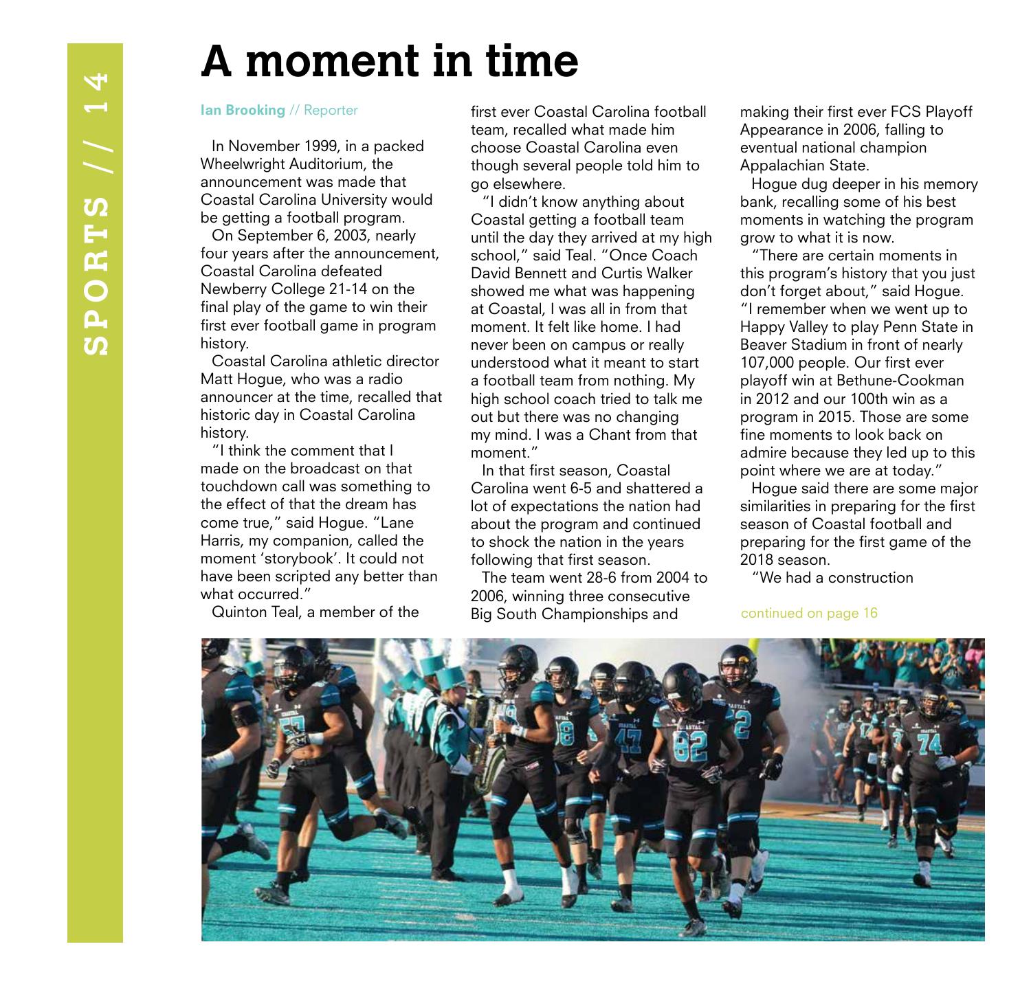# A moment in time

**Ian Brooking** // Reporter

In November 1999, in a packed Wheelwright Auditorium, the announcement was made that Coastal Carolina University would be getting a football program.

On September 6, 2003, nearly four years after the announcement, Coastal Carolina defeated Newberry College 21-14 on the final play of the game to win their first ever football game in program history.

Coastal Carolina athletic director Matt Hogue, who was a radio announcer at the time, recalled that historic day in Coastal Carolina history.

"I think the comment that I made on the broadcast on that touchdown call was something to the effect of that the dream has come true," said Hogue. "Lane Harris, my companion, called the moment 'storybook'. It could not have been scripted any better than what occurred."

Quinton Teal, a member of the first ever Coastal Carolina football team, recalled what made him choose Coastal Carolina even though several people told him to go elsewhere.

"I didn't know anything about Coastal getting a football team until the day they arrived at my high school," said Teal. "Once Coach David Bennett and Curtis Walker showed me what was happening at Coastal, I was all in from that moment. It felt like home. I had never been on campus or really understood what it meant to start a football team from nothing. My high school coach tried to talk me out but there was no changing my mind. I was a Chant from that moment."

In that first season, Coastal Carolina went 6-5 and shattered a lot of expectations the nation had about the program and continued to shock the nation in the years following that first season.

The team went 28-6 from 2004 to 2006, winning three consecutive Big South Championships and making their first ever FCS Playoff Appearance in 2006, falling to eventual national champion Appalachian State.

Hogue dug deeper in his memory bank, recalling some of his best moments in watching the program grow to what it is now.

"There are certain moments in this program's history that you just don't forget about," said Hogue. "I remember when we went up to Happy Valley to play Penn State in Beaver Stadium in front of nearly 107,000 people. Our first ever playoff win at Bethune-Cookman in 2012 and our 100th win as a program in 2015. Those are some fine moments to look back on admire because they led up to this point where we are at today."

Hogue said there are some major similarities in preparing for the first season of Coastal football and preparing for the first game of the 2018 season.

"We had a construction

continued on page 16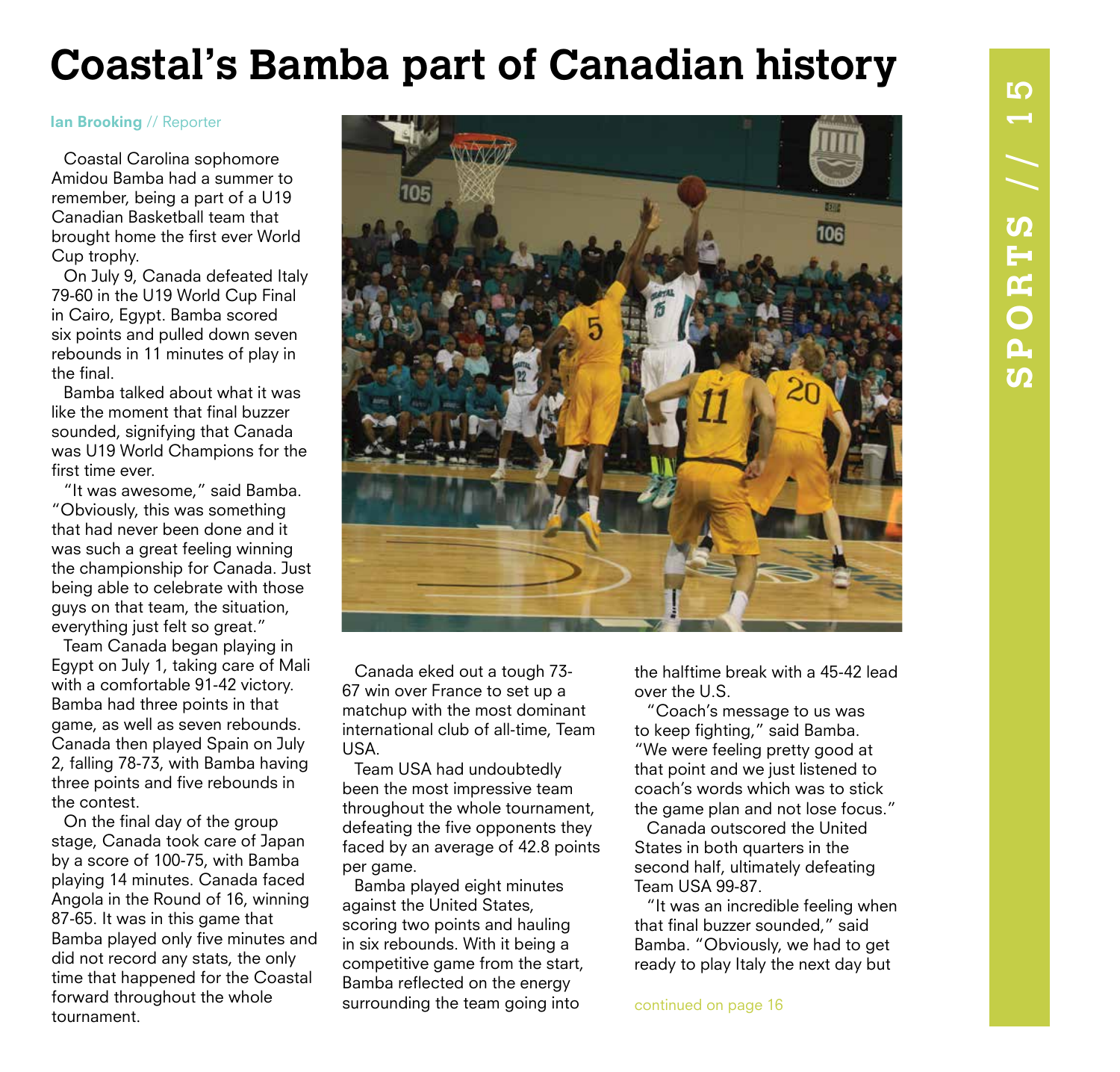# Coastal's Bamba part of Canadian history

**Ian Brooking** // Reporter

Coastal Carolina sophomore Amidou Bamba had a summer to remember, being a part of a U19 Canadian Basketball team that brought home the first ever World Cup trophy.

On July 9, Canada defeated Italy 79-60 in the U19 World Cup Final in Cairo, Egypt. Bamba scored six points and pulled down seven rebounds in 11 minutes of play in the final.

Bamba talked about what it was like the moment that final buzzer sounded, signifying that Canada was U19 World Champions for the first time ever.

"It was awesome," said Bamba. "Obviously, this was something that had never been done and it was such a great feeling winning the championship for Canada. Just being able to celebrate with those guys on that team, the situation, everything just felt so great."

Team Canada began playing in Egypt on July 1, taking care of Mali with a comfortable 91-42 victory. Bamba had three points in that game, as well as seven rebounds. Canada then played Spain on July 2, falling 78-73, with Bamba having three points and five rebounds in the contest.

On the final day of the group stage, Canada took care of Japan by a score of 100-75, with Bamba playing 14 minutes. Canada faced Angola in the Round of 16, winning 87-65. It was in this game that Bamba played only five minutes and did not record any stats, the only time that happened for the Coastal forward throughout the whole tournament.

Canada eked out a tough 73-67 win over France to set up a matchup with the most dominant international club of all-time, Team USA.

Team USA had undoubtedly been the most impressive team throughout the whole tournament, defeating the five opponents they faced by an average of 42.8 points per game.

Bamba played eight minutes against the United States, scoring two points and hauling in six rebounds. With it being a competitive game from the start, Bamba reflected on the energy surrounding the team going into the halftime break with a 45-42 lead over the U.S.

"Coach's message to us was to keep fighting," said Bamba. "We were feeling pretty good at that point and we just listened to coach's words which was to stick the game plan and not lose focus."

Canada outscored the United States in both quarters in the second half, ultimately defeating Team USA 99-87.

"It was an incredible feeling when that final buzzer sounded," said Bamba. "Obviously, we had to get ready to play Italy the next day but

continued on page 16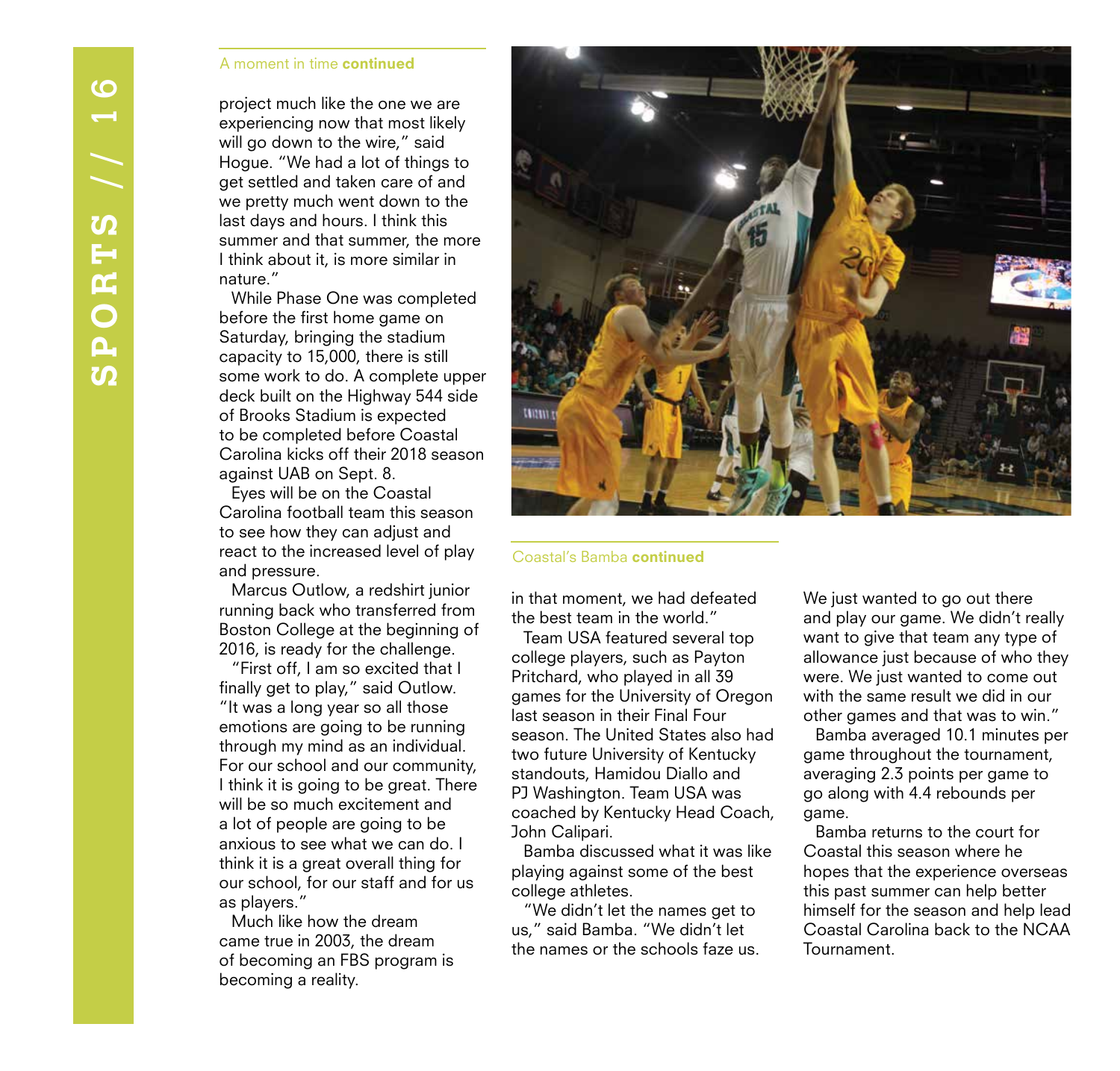A moment in time **continued**

project much like the one we are experiencing now that most likely will go down to the wire," said Hogue. "We had a lot of things to get settled and taken care of and we pretty much went down to the last days and hours. I think this summer and that summer, the more I think about it, is more similar in nature."

While Phase One was completed before the first home game on Saturday, bringing the stadium capacity to 15,000, there is still some work to do. A complete upper deck built on the Highway 544 side of Brooks Stadium is expected to be completed before Coastal Carolina kicks off their 2018 season against UAB on Sept. 8.

Eyes will be on the Coastal Carolina football team this season to see how they can adjust and react to the increased level of play and pressure.

Marcus Outlow, a redshirt junior running back who transferred from Boston College at the beginning of 2016, is ready for the challenge.

"First off, I am so excited that I finally get to play," said Outlow. "It was a long year so all those emotions are going to be running through my mind as an individual. For our school and our community, I think it is going to be great. There will be so much excitement and a lot of people are going to be anxious to see what we can do. I think it is a great overall thing for our school, for our staff and for us as players."

Much like how the dream came true in 2003, the dream of becoming an FBS program is becoming a reality.

Coastal's Bamba **continued**

in that moment, we had defeated the best team in the world."

Team USA featured several top college players, such as Payton Pritchard, who played in all 39 games for the University of Oregon last season in their Final Four season. The United States also had two future University of Kentucky standouts, Hamidou Diallo and PJ Washington. Team USA was coached by Kentucky Head Coach, John Calipari.

Bamba discussed what it was like playing against some of the best college athletes.

"We didn't let the names get to us," said Bamba. "We didn't let the names or the schools faze us. We just wanted to go out there and play our game. We didn't really want to give that team any type of allowance just because of who they were. We just wanted to come out with the same result we did in our other games and that was to win."

Bamba averaged 10.1 minutes per game throughout the tournament, averaging 2.3 points per game to go along with 4.4 rebounds per game.

Bamba returns to the court for Coastal this season where he hopes that the experience overseas this past summer can help better himself for the season and help lead Coastal Carolina back to the NCAA Tournament.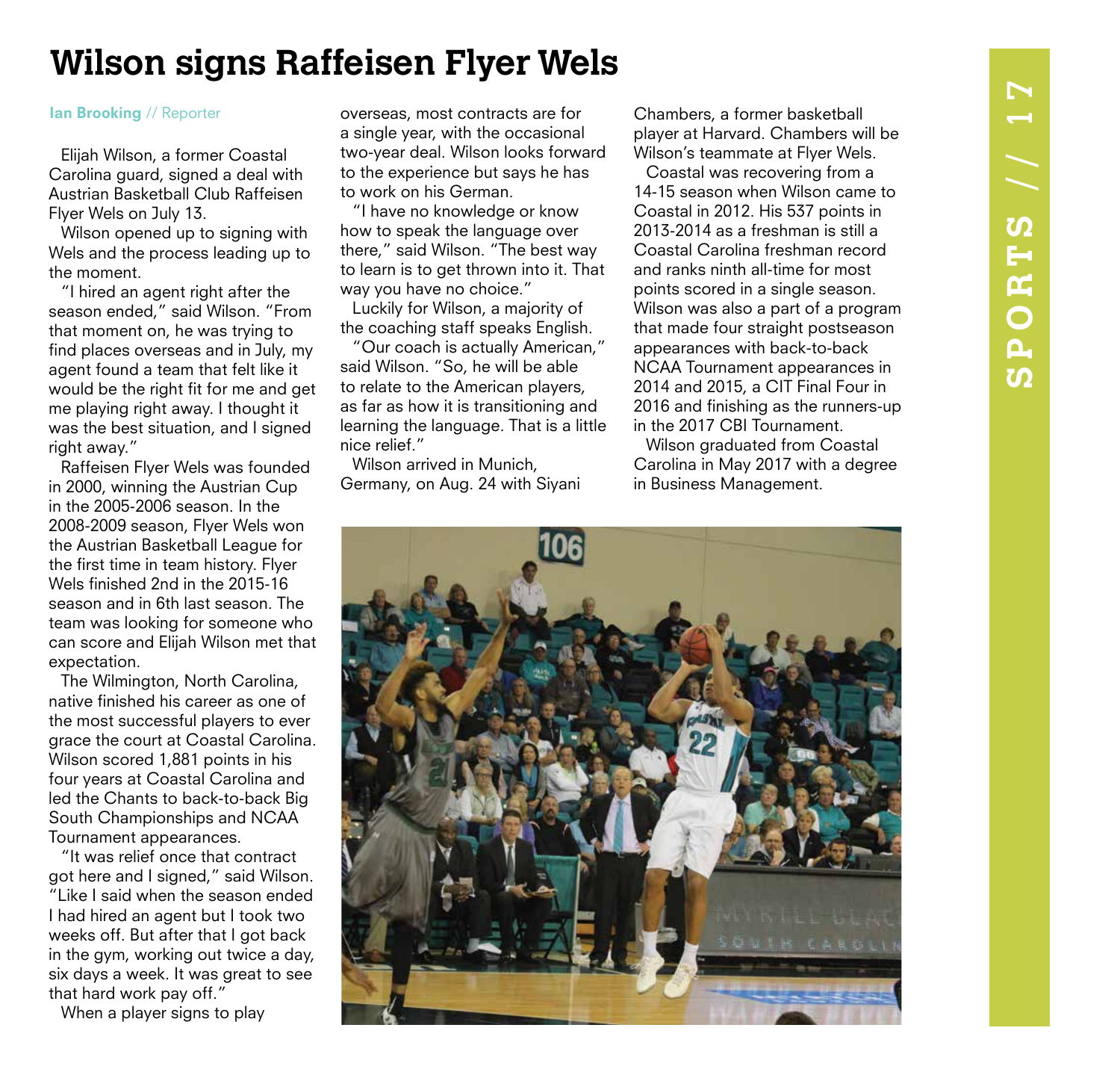# Wilson signs Raffeisen Flyer Wels

**Ian Brooking** // Reporter

Elijah Wilson, a former Coastal Carolina guard, signed a deal with Austrian Basketball Club Raffeisen Flyer Wels on July 13.

Wilson opened up to signing with Wels and the process leading up to the moment.

"I hired an agent right after the season ended," said Wilson. "From that moment on, he was trying to find places overseas and in July, my agent found a team that felt like it would be the right fit for me and get me playing right away. I thought it was the best situation, and I signed right away."

Raffeisen Flyer Wels was founded in 2000, winning the Austrian Cup in the 2005-2006 season. In the 2008-2009 season, Flyer Wels won the Austrian Basketball League for the first time in team history. Flyer Wels finished 2nd in the 2015-16 season and in 6th last season. The team was looking for someone who can score and Elijah Wilson met that expectation.

The Wilmington, North Carolina, native finished his career as one of the most successful players to ever grace the court at Coastal Carolina. Wilson scored 1,881 points in his four years at Coastal Carolina and led the Chants to back-to-back Big South Championships and NCAA Tournament appearances.

"It was relief once that contract got here and I signed," said Wilson. "Like I said when the season ended I had hired an agent but I took two weeks off. But after that I got back in the gym, working out twice a day, six days a week. It was great to see that hard work pay off."

When a player signs to play overseas, most contracts are for a single year, with the occasional two-year deal. Wilson looks forward to the experience but says he has to work on his German.

"I have no knowledge or know how to speak the language over there," said Wilson. "The best way to learn is to get thrown into it. That way you have no choice."

Luckily for Wilson, a majority of the coaching staff speaks English.

"Our coach is actually American," said Wilson. "So, he will be able to relate to the American players, as far as how it is transitioning and learning the language. That is a little nice relief."

Wilson arrived in Munich, Germany, on Aug. 24 with Siyani Chambers, a former basketball player at Harvard. Chambers will be Wilson's teammate at Flyer Wels.

Coastal was recovering from a 14-15 season when Wilson came to Coastal in 2012. His 537 points in 2013-2014 as a freshman is still a Coastal Carolina freshman record and ranks ninth all-time for most points scored in a single season. Wilson was also a part of a program that made four straight postseason appearances with back-to-back NCAA Tournament appearances in 2014 and 2015, a CIT Final Four in 2016 and finishing as the runners-up in the 2017 CBI Tournament.

Wilson graduated from Coastal Carolina in May 2017 with a degree in Business Management.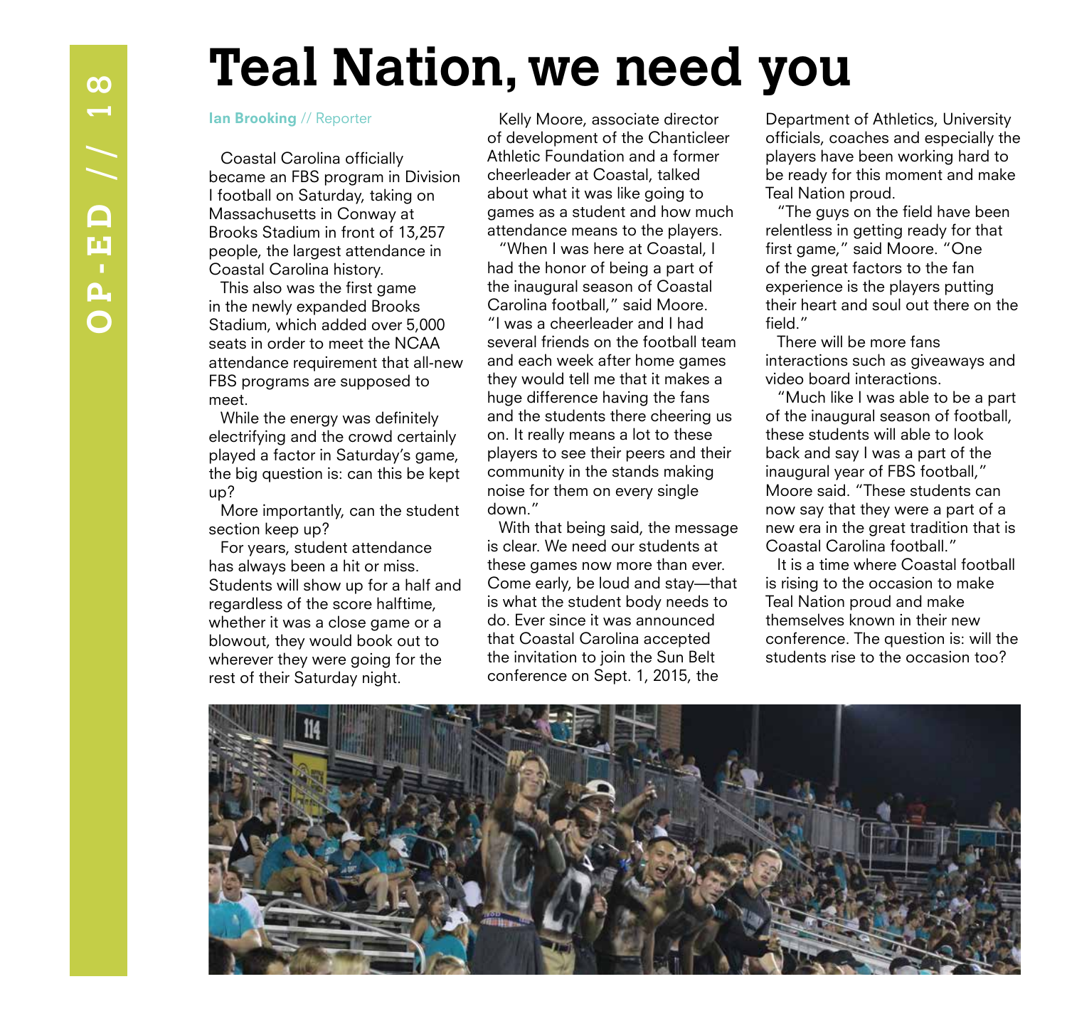# Teal Nation, we need you

**Ian Brooking** // Reporter

Coastal Carolina officially became an FBS program in Division I football on Saturday, taking on Massachusetts in Conway at Brooks Stadium in front of 13,257 people, the largest attendance in Coastal Carolina history.

This also was the first game in the newly expanded Brooks Stadium, which added over 5,000 seats in order to meet the NCAA attendance requirement that all-new FBS programs are supposed to meet.

While the energy was definitely electrifying and the crowd certainly played a factor in Saturday's game, the big question is: can this be kept up?

More importantly, can the student section keep up?

For years, student attendance has always been a hit or miss. Students will show up for a half and regardless of the score halftime, whether it was a close game or a blowout, they would book out to wherever they were going for the rest of their Saturday night.

Kelly Moore, associate director of development of the Chanticleer Athletic Foundation and a former cheerleader at Coastal, talked about what it was like going to games as a student and how much attendance means to the players.

"When I was here at Coastal, I had the honor of being a part of the inaugural season of Coastal Carolina football," said Moore. "I was a cheerleader and I had several friends on the football team and each week after home games they would tell me that it makes a huge difference having the fans and the students there cheering us on. It really means a lot to these players to see their peers and their community in the stands making noise for them on every single down."

With that being said, the message is clear. We need our students at these games now more than ever. Come early, be loud and stay—that is what the student body needs to do. Ever since it was announced that Coastal Carolina accepted the invitation to join the Sun Belt conference on Sept. 1, 2015, the Department of Athletics, University officials, coaches and especially the players have been working hard to be ready for this moment and make Teal Nation proud.

"The guys on the field have been relentless in getting ready for that first game," said Moore. "One of the great factors to the fan experience is the players putting their heart and soul out there on the field."

There will be more fans interactions such as giveaways and video board interactions.

"Much like I was able to be a part of the inaugural season of football, these students will able to look back and say I was a part of the inaugural year of FBS football," Moore said. "These students can now say that they were a part of a new era in the great tradition that is Coastal Carolina football."

It is a time where Coastal football is rising to the occasion to make Teal Nation proud and make themselves known in their new conference. The question is: will the students rise to the occasion too?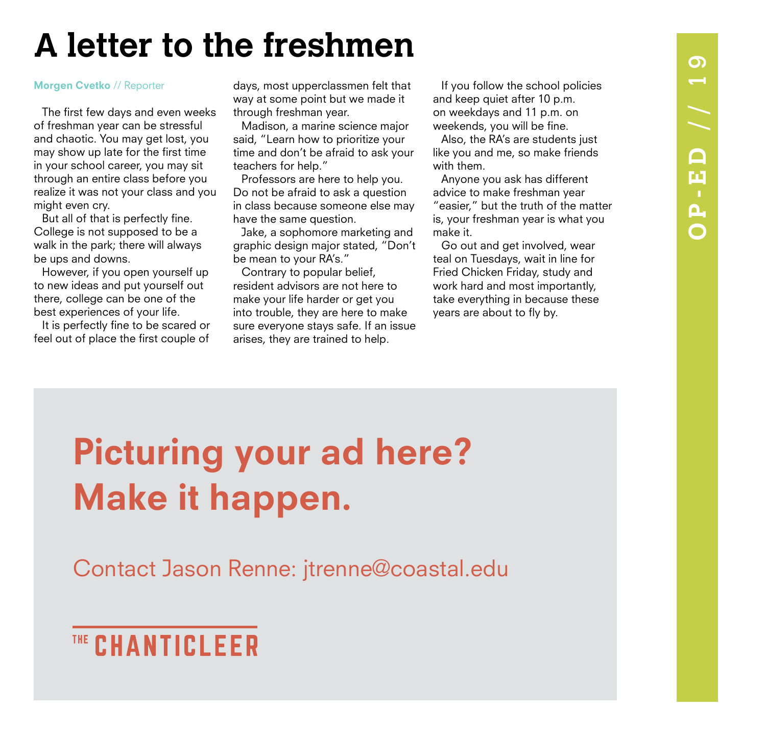# A letter to the freshmen

**Morgen Cvetko** // Reporter

The first few days and even weeks of freshman year can be stressful and chaotic. You may get lost, you may show up late for the first time in your school career, you may sit through an entire class before you realize it was not your class and you might even cry.

But all of that is perfectly fine. College is not supposed to be a walk in the park; there will always be ups and downs.

However, if you open yourself up to new ideas and put yourself out there, college can be one of the best experiences of your life.

It is perfectly fine to be scared or feel out of place the first couple of days, most upperclassmen felt that way at some point but we made it through freshman year.

Madison, a marine science major said, "Learn how to prioritize your time and don't be afraid to ask your teachers for help."

Professors are here to help you. Do not be afraid to ask a question in class because someone else may have the same question.

Jake, a sophomore marketing and graphic design major stated, "Don't be mean to your RA's."

Contrary to popular belief, resident advisors are not here to make your life harder or get you into trouble, they are here to make sure everyone stays safe. If an issue arises, they are trained to help.

If you follow the school policies and keep quiet after 10 p.m. on weekdays and 11 p.m. on weekends, you will be fine.

Also, the RA's are students just like you and me, so make friends with them.

Anyone you ask has different advice to make freshman year "easier," but the truth of the matter is, your freshman year is what you make it.

Go out and get involved, wear teal on Tuesdays, wait in line for Fried Chicken Friday, study and work hard and most importantly, take everything in because these years are about to fly by.

**Picturing your ad here?**
**Make it happen.**

Contact Jason Renne: jtrenne@coastal.edu

THE CHANTICLEER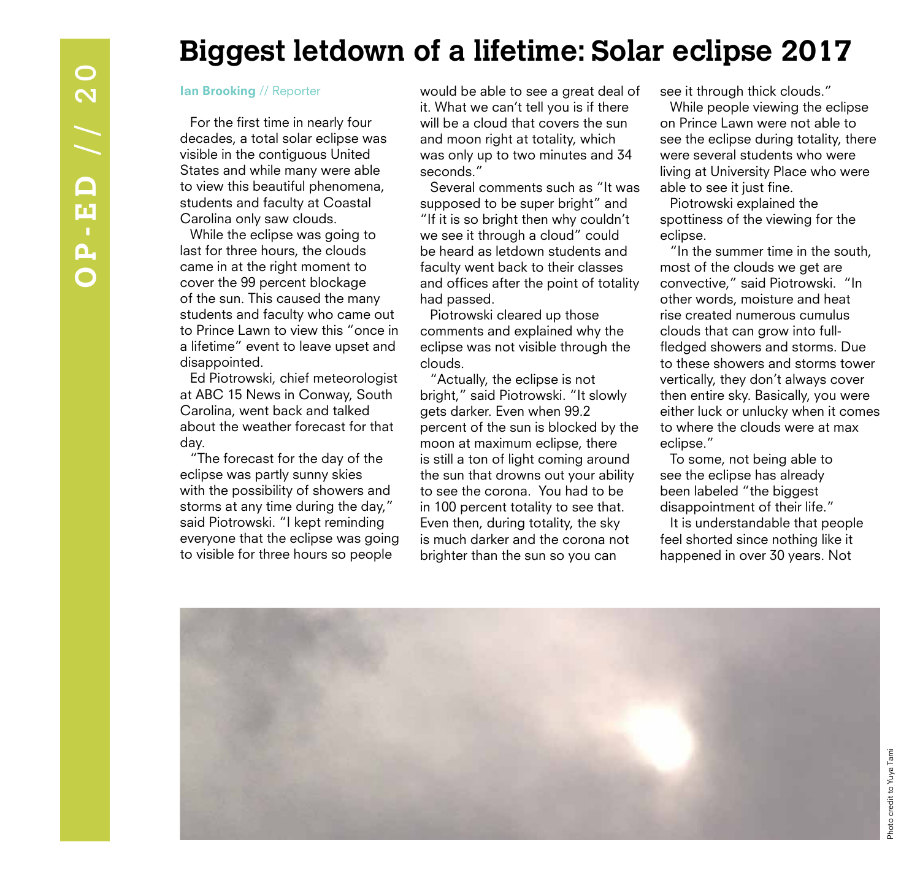# Biggest letdown of a lifetime: Solar eclipse 2017

**Ian Brooking** // Reporter

For the first time in nearly four decades, a total solar eclipse was visible in the contiguous United States and while many were able to view this beautiful phenomena, students and faculty at Coastal Carolina only saw clouds.

While the eclipse was going to last for three hours, the clouds came in at the right moment to cover the 99 percent blockage of the sun. This caused the many students and faculty who came out to Prince Lawn to view this "once in a lifetime" event to leave upset and disappointed.

Ed Piotrowski, chief meteorologist at ABC 15 News in Conway, South Carolina, went back and talked about the weather forecast for that day.

"The forecast for the day of the eclipse was partly sunny skies with the possibility of showers and storms at any time during the day," said Piotrowski. "I kept reminding everyone that the eclipse was going to visible for three hours so people would be able to see a great deal of it. What we can't tell you is if there will be a cloud that covers the sun and moon right at totality, which was only up to two minutes and 34 seconds."

Several comments such as "It was supposed to be super bright" and "If it is so bright then why couldn't we see it through a cloud" could be heard as letdown students and faculty went back to their classes and offices after the point of totality had passed.

Piotrowski cleared up those comments and explained why the eclipse was not visible through the clouds.

"Actually, the eclipse is not bright," said Piotrowski. "It slowly gets darker. Even when 99.2 percent of the sun is blocked by the moon at maximum eclipse, there is still a ton of light coming around the sun that drowns out your ability to see the corona. You had to be in 100 percent totality to see that. Even then, during totality, the sky is much darker and the corona not brighter than the sun so you can see it through thick clouds."

While people viewing the eclipse on Prince Lawn were not able to see the eclipse during totality, there were several students who were living at University Place who were able to see it just fine.

Piotrowski explained the spottiness of the viewing for the eclipse.

"In the summer time in the south, most of the clouds we get are convective," said Piotrowski. "In other words, moisture and heat rise created numerous cumulus clouds that can grow into full-fledged showers and storms. Due to these showers and storms tower vertically, they don't always cover then entire sky. Basically, you were either luck or unlucky when it comes to where the clouds were at max eclipse."

To some, not being able to see the eclipse has already been labeled "the biggest disappointment of their life."

It is understandable that people feel shorted since nothing like it happened in over 30 years. Not

Photo credit to Yuya Tami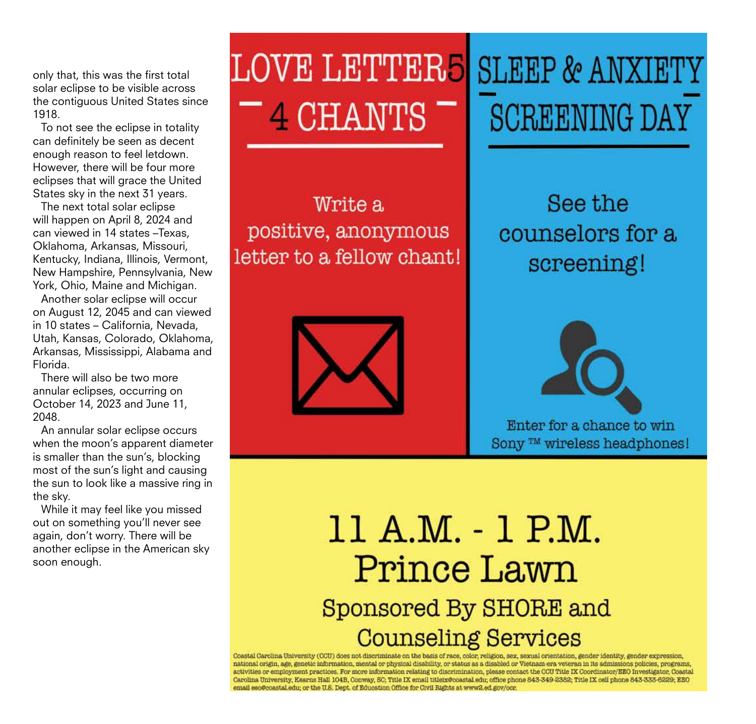only that, this was the first total solar eclipse to be visible across the contiguous United States since 1918.

To not see the eclipse in totality can definitely be seen as decent enough reason to feel letdown. However, there will be four more eclipses that will grace the United States sky in the next 31 years.

The next total solar eclipse will happen on April 8, 2024 and can viewed in 14 states –Texas, Oklahoma, Arkansas, Missouri, Kentucky, Indiana, Illinois, Vermont, New Hampshire, Pennsylvania, New York, Ohio, Maine and Michigan.

Another solar eclipse will occur on August 12, 2045 and can viewed in 10 states – California, Nevada, Utah, Kansas, Colorado, Oklahoma, Arkansas, Mississippi, Alabama and Florida.

There will also be two more annular eclipses, occurring on October 14, 2023 and June 11, 2048.

An annular solar eclipse occurs when the moon's apparent diameter is smaller than the sun's, blocking most of the sun's light and causing the sun to look like a massive ring in the sky.

While it may feel like you missed out on something you'll never see again, don't worry. There will be another eclipse in the American sky soon enough.

# LOVE LETTER5 4 CHANTS

Write a positive, anonymous letter to a fellow chant!

# SLEEP & ANXIETY SCREENING DAY

See the counselors for a screening!

Enter for a chance to win Sony ™ wireless headphones!

## 11 A.M. - 1 P.M.

## Prince Lawn

### Sponsored By SHORE and Counseling Services

Coastal Carolina University (CCU) does not discriminate on the basis of race, color, religion, sex, sexual orientation, gender identity, gender expression, national origin, age, genetic information, mental or physical disability, or status as a disabled or Vietnam-era veteran in its admissions policies, programs, activities or employment practices. For more information relating to discrimination, please contact the CCU Title IX Coordinator/EEO Investigator, Coastal Carolina University, Kearns Hall 104B, Conway, SC; Title IX email titleix@coastal.edu; office phone 843-349-2382; Title IX cell phone 843-333-6229; EEO email eeo@coastal.edu; or the U.S. Dept. of Education Office for Civil Rights at www2.ed.gov/ocr.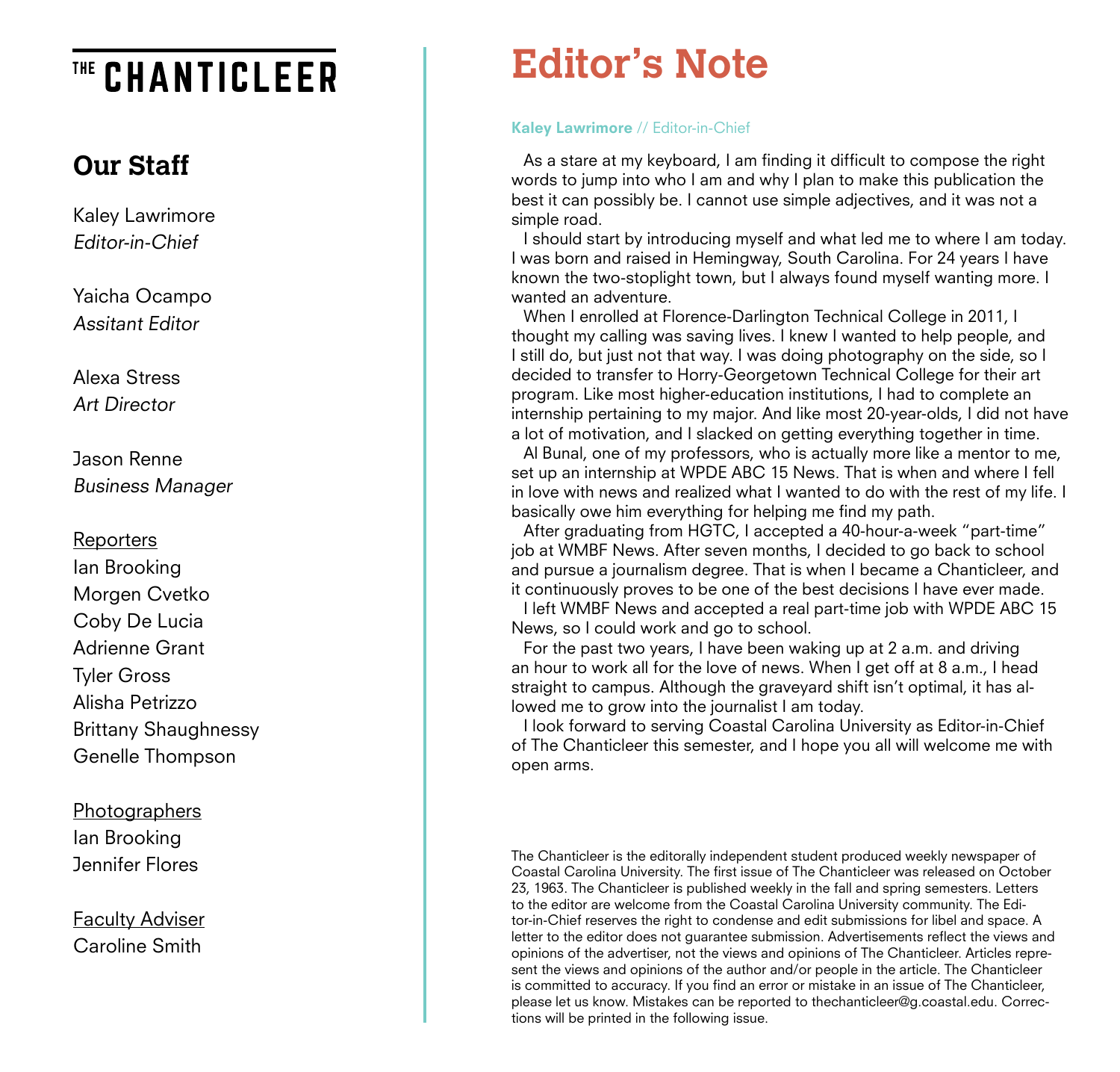# THE CHANTICLEER

## Our Staff

Kaley Lawrimore
*Editor-in-Chief*

Yaicha Ocampo
*Assitant Editor*

Alexa Stress
*Art Director*

Jason Renne
*Business Manager*

Reporters
Ian Brooking
Morgen Cvetko
Coby De Lucia
Adrienne Grant
Tyler Gross
Alisha Petrizzo
Brittany Shaughnessy
Genelle Thompson

Photographers
Ian Brooking
Jennifer Flores

Faculty Adviser
Caroline Smith

# Editor's Note

**Kaley Lawrimore** // Editor-in-Chief

As a stare at my keyboard, I am finding it difficult to compose the right words to jump into who I am and why I plan to make this publication the best it can possibly be. I cannot use simple adjectives, and it was not a simple road.

I should start by introducing myself and what led me to where I am today. I was born and raised in Hemingway, South Carolina. For 24 years I have known the two-stoplight town, but I always found myself wanting more. I wanted an adventure.

When I enrolled at Florence-Darlington Technical College in 2011, I thought my calling was saving lives. I knew I wanted to help people, and I still do, but just not that way. I was doing photography on the side, so I decided to transfer to Horry-Georgetown Technical College for their art program. Like most higher-education institutions, I had to complete an internship pertaining to my major. And like most 20-year-olds, I did not have a lot of motivation, and I slacked on getting everything together in time.

Al Bunal, one of my professors, who is actually more like a mentor to me, set up an internship at WPDE ABC 15 News. That is when and where I fell in love with news and realized what I wanted to do with the rest of my life. I basically owe him everything for helping me find my path.

After graduating from HGTC, I accepted a 40-hour-a-week "part-time" job at WMBF News. After seven months, I decided to go back to school and pursue a journalism degree. That is when I became a Chanticleer, and it continuously proves to be one of the best decisions I have ever made.

I left WMBF News and accepted a real part-time job with WPDE ABC 15 News, so I could work and go to school.

For the past two years, I have been waking up at 2 a.m. and driving an hour to work all for the love of news. When I get off at 8 a.m., I head straight to campus. Although the graveyard shift isn't optimal, it has allowed me to grow into the journalist I am today.

I look forward to serving Coastal Carolina University as Editor-in-Chief of The Chanticleer this semester, and I hope you all will welcome me with open arms.

The Chanticleer is the editorally independent student produced weekly newspaper of Coastal Carolina University. The first issue of The Chanticleer was released on October 23, 1963. The Chanticleer is published weekly in the fall and spring semesters. Letters to the editor are welcome from the Coastal Carolina University community. The Editor-in-Chief reserves the right to condense and edit submissions for libel and space. A letter to the editor does not guarantee submission. Advertisements reflect the views and opinions of the advertiser, not the views and opinions of The Chanticleer. Articles represent the views and opinions of the author and/or people in the article. The Chanticleer is committed to accuracy. If you find an error or mistake in an issue of The Chanticleer, please let us know. Mistakes can be reported to thechanticleer@g.coastal.edu. Corrections will be printed in the following issue.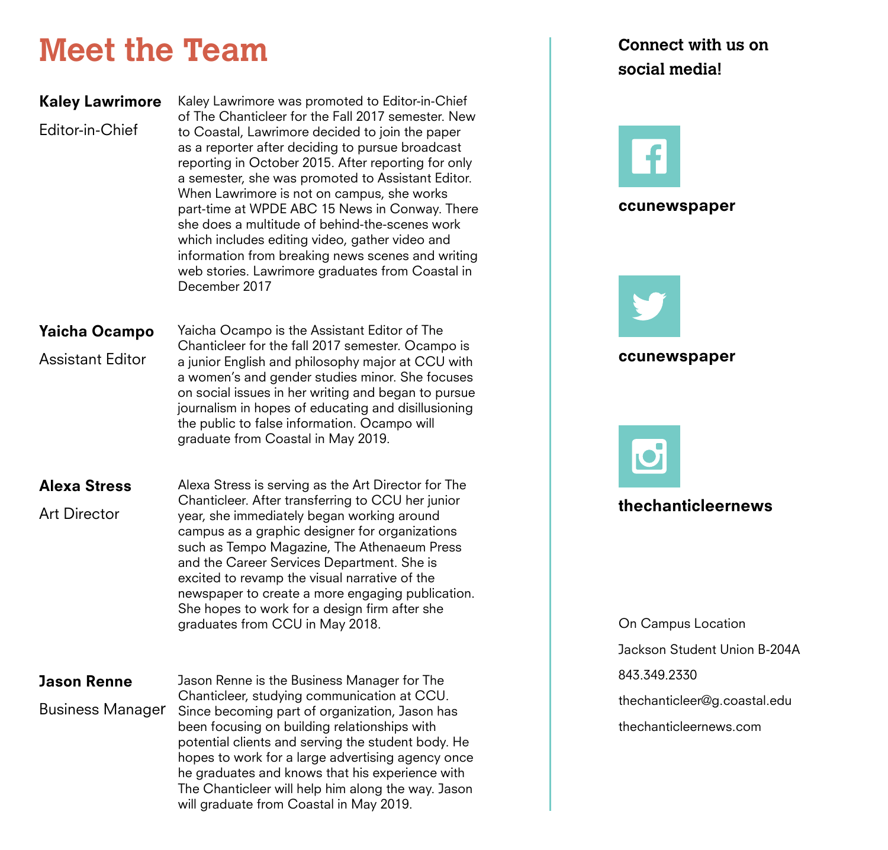# Meet the Team

**Kaley Lawrimore**

Editor-in-Chief

Kaley Lawrimore was promoted to Editor-in-Chief of The Chanticleer for the Fall 2017 semester. New to Coastal, Lawrimore decided to join the paper as a reporter after deciding to pursue broadcast reporting in October 2015. After reporting for only a semester, she was promoted to Assistant Editor. When Lawrimore is not on campus, she works part-time at WPDE ABC 15 News in Conway. There she does a multitude of behind-the-scenes work which includes editing video, gather video and information from breaking news scenes and writing web stories. Lawrimore graduates from Coastal in December 2017

**Yaicha Ocampo**

Assistant Editor

Yaicha Ocampo is the Assistant Editor of The Chanticleer for the fall 2017 semester. Ocampo is a junior English and philosophy major at CCU with a women's and gender studies minor. She focuses on social issues in her writing and began to pursue journalism in hopes of educating and disillusioning the public to false information. Ocampo will graduate from Coastal in May 2019.

**Alexa Stress**

Art Director

Alexa Stress is serving as the Art Director for The Chanticleer. After transferring to CCU her junior year, she immediately began working around campus as a graphic designer for organizations such as Tempo Magazine, The Athenaeum Press and the Career Services Department. She is excited to revamp the visual narrative of the newspaper to create a more engaging publication. She hopes to work for a design firm after she graduates from CCU in May 2018.

**Jason Renne**

Business Manager

Jason Renne is the Business Manager for The Chanticleer, studying communication at CCU. Since becoming part of organization, Jason has been focusing on building relationships with potential clients and serving the student body. He hopes to work for a large advertising agency once he graduates and knows that his experience with The Chanticleer will help him along the way. Jason will graduate from Coastal in May 2019.

**Connect with us on social media!**

**ccunewspaper**

**ccunewspaper**

**thechanticleernews**

On Campus Location

Jackson Student Union B-204A

843.349.2330

thechanticleer@g.coastal.edu

thechanticleernews.com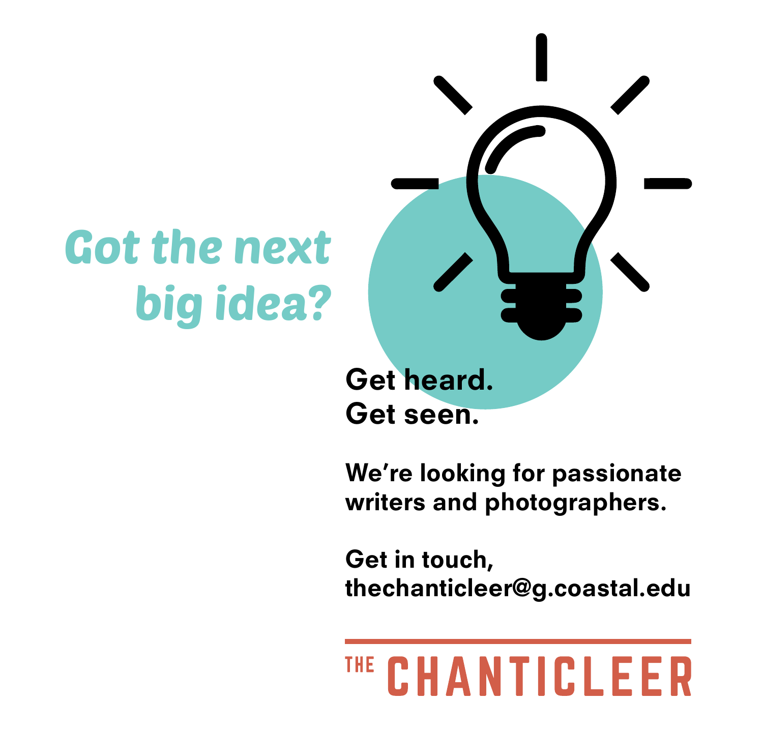## *Got the next big idea?*

**Get heard.**
**Get seen.**

**We're looking for passionate writers and photographers.**

**Get in touch,**
**thechanticleer@g.coastal.edu**

THE CHANTICLEER